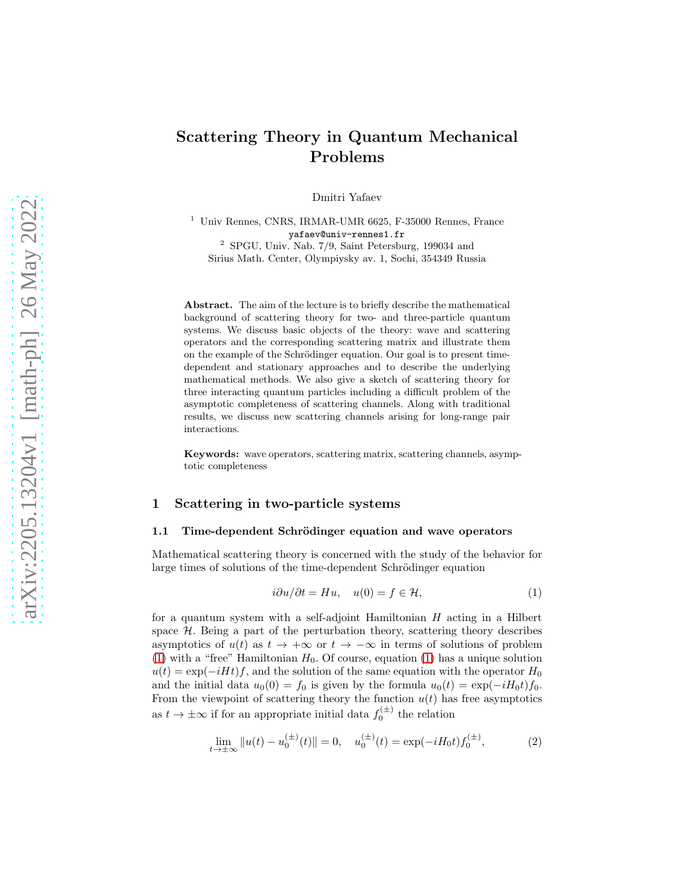# Scattering Theory in Quantum Mechanical Problems

Dmitri Yafaev

[1] Univ Rennes, CNRS, IRMAR-UMR 6625, F-35000 Rennes, France
yafaev@univ-rennes1.fr
[2] SPGU, Univ. Nab. 7/9, Saint Petersburg, 199034 and
Sirius Math. Center, Olympiysky av. 1, Sochi, 354349 Russia

**Abstract.** The aim of the lecture is to briefly describe the mathematical background of scattering theory for two- and three-particle quantum systems. We discuss basic objects of the theory: wave and scattering operators and the corresponding scattering matrix and illustrate them on the example of the Schrödinger equation. Our goal is to present time-dependent and stationary approaches and to describe the underlying mathematical methods. We also give a sketch of scattering theory for three interacting quantum particles including a difficult problem of the asymptotic completeness of scattering channels. Along with traditional results, we discuss new scattering channels arising for long-range pair interactions.

**Keywords:** wave operators, scattering matrix, scattering channels, asymptotic completeness

## 1 Scattering in two-particle systems

### 1.1 Time-dependent Schrödinger equation and wave operators

Mathematical scattering theory is concerned with the study of the behavior for large times of solutions of the time-dependent Schrödinger equation

$$i\partial u/\partial t = Hu, \quad u(0) = f \in \mathcal{H}, \tag{1}$$

for a quantum system with a self-adjoint Hamiltonian $H$ acting in a Hilbert space $\mathcal{H}$. Being a part of the perturbation theory, scattering theory describes asymptotics of $u(t)$ as $t \to +\infty$ or $t \to -\infty$ in terms of solutions of problem (1) with a "free" Hamiltonian $H_0$. Of course, equation (1) has a unique solution $u(t) = \exp(-iHt)f$, and the solution of the same equation with the operator $H_0$ and the initial data $u_0(0) = f_0$ is given by the formula $u_0(t) = \exp(-iH_0t)f_0$. From the viewpoint of scattering theory the function $u(t)$ has free asymptotics as $t \to \pm\infty$ if for an appropriate initial data $f_0^{(\pm)}$ the relation

$$\lim_{t\to\pm\infty} \|u(t) - u_0^{(\pm)}(t)\| = 0, \quad u_0^{(\pm)}(t) = \exp(-iH_0t)f_0^{(\pm)}, \tag{2}$$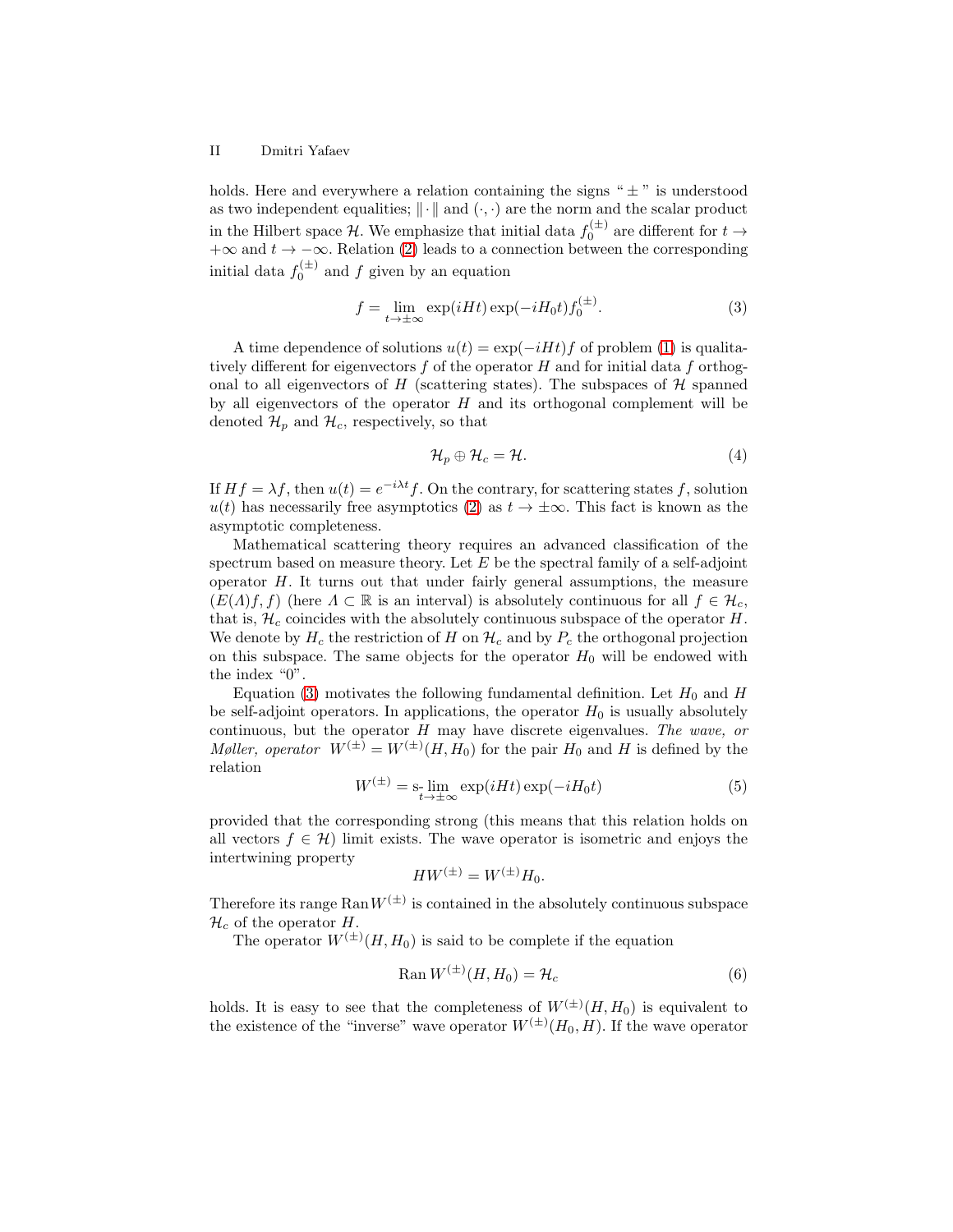holds. Here and everywhere a relation containing the signs " $\pm$ " is understood as two independent equalities; $\|\cdot\|$ and $(\cdot,\cdot)$ are the norm and the scalar product in the Hilbert space $\mathcal{H}$. We emphasize that initial data $f_0^{(\pm)}$ are different for $t \to +\infty$ and $t \to -\infty$. Relation (2) leads to a connection between the corresponding initial data $f_0^{(\pm)}$ and $f$ given by an equation

$$f = \lim_{t \to \pm\infty} \exp(iHt)\exp(-iH_0 t) f_0^{(\pm)}. \tag{3}$$

A time dependence of solutions $u(t) = \exp(-iHt)f$ of problem (1) is qualitatively different for eigenvectors $f$ of the operator $H$ and for initial data $f$ orthogonal to all eigenvectors of $H$ (scattering states). The subspaces of $\mathcal{H}$ spanned by all eigenvectors of the operator $H$ and its orthogonal complement will be denoted $\mathcal{H}_p$ and $\mathcal{H}_c$, respectively, so that

$$\mathcal{H}_p \oplus \mathcal{H}_c = \mathcal{H}. \tag{4}$$

If $Hf = \lambda f$, then $u(t) = e^{-i\lambda t} f$. On the contrary, for scattering states $f$, solution $u(t)$ has necessarily free asymptotics (2) as $t \to \pm\infty$. This fact is known as the asymptotic completeness.

Mathematical scattering theory requires an advanced classification of the spectrum based on measure theory. Let $E$ be the spectral family of a self-adjoint operator $H$. It turns out that under fairly general assumptions, the measure $(E(\Lambda)f, f)$ (here $\Lambda \subset \mathbb{R}$ is an interval) is absolutely continuous for all $f \in \mathcal{H}_c$, that is, $\mathcal{H}_c$ coincides with the absolutely continuous subspace of the operator $H$. We denote by $H_c$ the restriction of $H$ on $\mathcal{H}_c$ and by $P_c$ the orthogonal projection on this subspace. The same objects for the operator $H_0$ will be endowed with the index "0".

Equation (3) motivates the following fundamental definition. Let $H_0$ and $H$ be self-adjoint operators. In applications, the operator $H_0$ is usually absolutely continuous, but the operator $H$ may have discrete eigenvalues. *The wave, or Møller, operator* $W^{(\pm)} = W^{(\pm)}(H, H_0)$ for the pair $H_0$ and $H$ is defined by the relation

$$W^{(\pm)} = \operatorname*{s-lim}_{t \to \pm\infty} \exp(iHt)\exp(-iH_0 t) \tag{5}$$

provided that the corresponding strong (this means that this relation holds on all vectors $f \in \mathcal{H}$) limit exists. The wave operator is isometric and enjoys the intertwining property

$$HW^{(\pm)} = W^{(\pm)} H_0.$$

Therefore its range $\operatorname{Ran} W^{(\pm)}$ is contained in the absolutely continuous subspace $\mathcal{H}_c$ of the operator $H$.

The operator $W^{(\pm)}(H, H_0)$ is said to be complete if the equation

$$\operatorname{Ran} W^{(\pm)}(H, H_0) = \mathcal{H}_c \tag{6}$$

holds. It is easy to see that the completeness of $W^{(\pm)}(H, H_0)$ is equivalent to the existence of the "inverse" wave operator $W^{(\pm)}(H_0, H)$. If the wave operator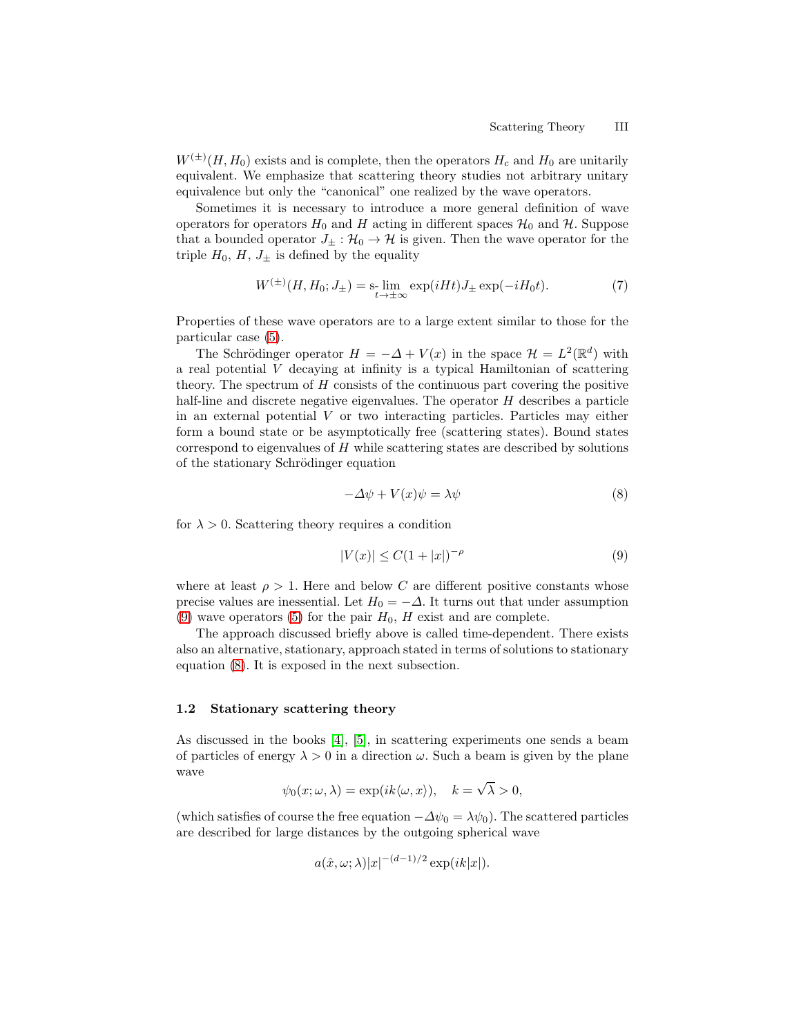$W^{(\pm)}(H,H_0)$ exists and is complete, then the operators $H_c$ and $H_0$ are unitarily equivalent. We emphasize that scattering theory studies not arbitrary unitary equivalence but only the "canonical" one realized by the wave operators.

Sometimes it is necessary to introduce a more general definition of wave operators for operators $H_0$ and $H$ acting in different spaces $\mathcal{H}_0$ and $\mathcal{H}$. Suppose that a bounded operator $J_\pm : \mathcal{H}_0 \to \mathcal{H}$ is given. Then the wave operator for the triple $H_0$, $H$, $J_\pm$ is defined by the equality

$$W^{(\pm)}(H,H_0;J_\pm) = \operatorname*{s-lim}_{t\to\pm\infty} \exp(iHt) J_\pm \exp(-iH_0 t). \tag{7}$$

Properties of these wave operators are to a large extent similar to those for the particular case (5).

The Schrödinger operator $H = -\Delta + V(x)$ in the space $\mathcal{H} = L^2(\mathbb{R}^d)$ with a real potential $V$ decaying at infinity is a typical Hamiltonian of scattering theory. The spectrum of $H$ consists of the continuous part covering the positive half-line and discrete negative eigenvalues. The operator $H$ describes a particle in an external potential $V$ or two interacting particles. Particles may either form a bound state or be asymptotically free (scattering states). Bound states correspond to eigenvalues of $H$ while scattering states are described by solutions of the stationary Schrödinger equation

$$-\Delta\psi + V(x)\psi = \lambda\psi \tag{8}$$

for $\lambda > 0$. Scattering theory requires a condition

$$|V(x)| \leq C(1+|x|)^{-\rho} \tag{9}$$

where at least $\rho > 1$. Here and below $C$ are different positive constants whose precise values are inessential. Let $H_0 = -\Delta$. It turns out that under assumption (9) wave operators (5) for the pair $H_0$, $H$ exist and are complete.

The approach discussed briefly above is called time-dependent. There exists also an alternative, stationary, approach stated in terms of solutions to stationary equation (8). It is exposed in the next subsection.

### 1.2 Stationary scattering theory

As discussed in the books [4], [5], in scattering experiments one sends a beam of particles of energy $\lambda > 0$ in a direction $\omega$. Such a beam is given by the plane wave

$$\psi_0(x;\omega,\lambda) = \exp(ik\langle\omega,x\rangle), \quad k = \sqrt{\lambda} > 0,$$

(which satisfies of course the free equation $-\Delta\psi_0 = \lambda\psi_0$). The scattered particles are described for large distances by the outgoing spherical wave

$$a(\hat{x},\omega;\lambda)|x|^{-(d-1)/2}\exp(ik|x|).$$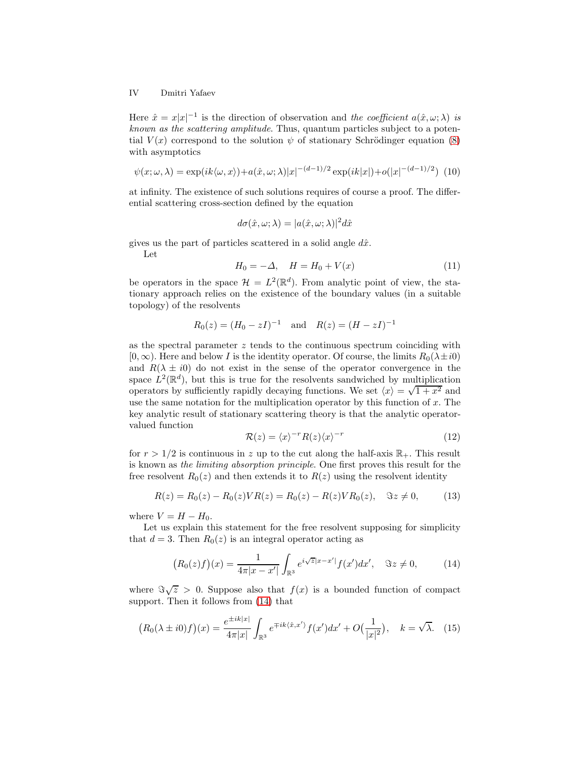Here $\hat{x} = x|x|^{-1}$ is the direction of observation and *the coefficient $a(\hat{x}, \omega; \lambda)$ is known as the scattering amplitude*. Thus, quantum particles subject to a potential $V(x)$ correspond to the solution $\psi$ of stationary Schrödinger equation (8) with asymptotics

$$\psi(x;\omega,\lambda) = \exp(ik\langle\omega, x\rangle) + a(\hat{x},\omega;\lambda)|x|^{-(d-1)/2}\exp(ik|x|) + o(|x|^{-(d-1)/2}) \quad (10)$$

at infinity. The existence of such solutions requires of course a proof. The differential scattering cross-section defined by the equation

$$d\sigma(\hat{x},\omega;\lambda) = |a(\hat{x},\omega;\lambda)|^2 d\hat{x}$$

gives us the part of particles scattered in a solid angle $d\hat{x}$.

Let

$$H_0 = -\Delta, \quad H = H_0 + V(x) \quad (11)$$

be operators in the space $\mathcal{H} = L^2(\mathbb{R}^d)$. From analytic point of view, the stationary approach relies on the existence of the boundary values (in a suitable topology) of the resolvents

$$R_0(z) = (H_0 - zI)^{-1} \quad \text{and} \quad R(z) = (H - zI)^{-1}$$

as the spectral parameter $z$ tends to the continuous spectrum coinciding with $[0, \infty)$. Here and below $I$ is the identity operator. Of course, the limits $R_0(\lambda \pm i0)$ and $R(\lambda \pm i0)$ do not exist in the sense of the operator convergence in the space $L^2(\mathbb{R}^d)$, but this is true for the resolvents sandwiched by multiplication operators by sufficiently rapidly decaying functions. We set $\langle x\rangle = \sqrt{1+x^2}$ and use the same notation for the multiplication operator by this function of $x$. The key analytic result of stationary scattering theory is that the analytic operator-valued function

$$\mathcal{R}(z) = \langle x\rangle^{-r} R(z) \langle x\rangle^{-r} \quad (12)$$

for $r > 1/2$ is continuous in $z$ up to the cut along the half-axis $\mathbb{R}_+$. This result is known as *the limiting absorption principle*. One first proves this result for the free resolvent $R_0(z)$ and then extends it to $R(z)$ using the resolvent identity

$$R(z) = R_0(z) - R_0(z)VR(z) = R_0(z) - R(z)VR_0(z), \quad \Im z \neq 0, \quad (13)$$

where $V = H - H_0$.

Let us explain this statement for the free resolvent supposing for simplicity that $d = 3$. Then $R_0(z)$ is an integral operator acting as

$$\big(R_0(z)f\big)(x) = \frac{1}{4\pi|x-x'|}\int_{\mathbb{R}^3} e^{i\sqrt{z}|x-x'|} f(x')dx', \quad \Im z \neq 0, \quad (14)$$

where $\Im\sqrt{z} > 0$. Suppose also that $f(x)$ is a bounded function of compact support. Then it follows from (14) that

$$\big(R_0(\lambda \pm i0)f\big)(x) = \frac{e^{\pm ik|x|}}{4\pi|x|}\int_{\mathbb{R}^3} e^{\mp ik\langle\hat{x},x'\rangle} f(x')dx' + O\big(\frac{1}{|x|^2}\big), \quad k = \sqrt{\lambda}. \quad (15)$$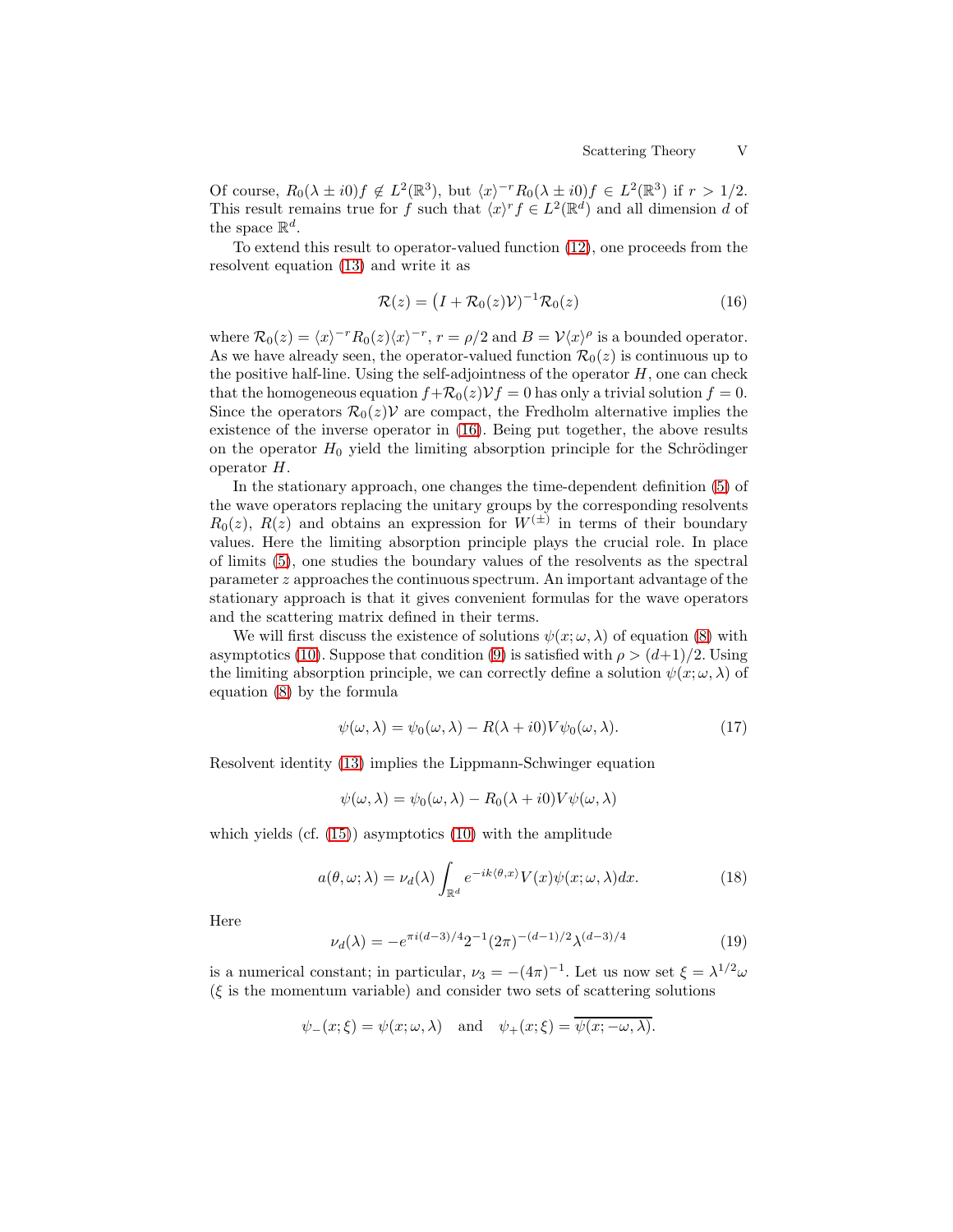Of course, $R_0(\lambda \pm i0)f \notin L^2(\mathbb{R}^3)$, but $\langle x\rangle^{-r} R_0(\lambda \pm i0)f \in L^2(\mathbb{R}^3)$ if $r > 1/2$. This result remains true for $f$ such that $\langle x\rangle^r f \in L^2(\mathbb{R}^d)$ and all dimension $d$ of the space $\mathbb{R}^d$.

To extend this result to operator-valued function (12), one proceeds from the resolvent equation (13) and write it as

$$\mathcal{R}(z) = \big(I + \mathcal{R}_0(z)\mathcal{V}\big)^{-1}\mathcal{R}_0(z) \tag{16}$$

where $\mathcal{R}_0(z) = \langle x\rangle^{-r} R_0(z)\langle x\rangle^{-r}$, $r = \rho/2$ and $B = \mathcal{V}\langle x\rangle^{\rho}$ is a bounded operator. As we have already seen, the operator-valued function $\mathcal{R}_0(z)$ is continuous up to the positive half-line. Using the self-adjointness of the operator $H$, one can check that the homogeneous equation $f + \mathcal{R}_0(z)\mathcal{V}f = 0$ has only a trivial solution $f = 0$. Since the operators $\mathcal{R}_0(z)\mathcal{V}$ are compact, the Fredholm alternative implies the existence of the inverse operator in (16). Being put together, the above results on the operator $H_0$ yield the limiting absorption principle for the Schrödinger operator $H$.

In the stationary approach, one changes the time-dependent definition (5) of the wave operators replacing the unitary groups by the corresponding resolvents $R_0(z)$, $R(z)$ and obtains an expression for $W^{(\pm)}$ in terms of their boundary values. Here the limiting absorption principle plays the crucial role. In place of limits (5), one studies the boundary values of the resolvents as the spectral parameter $z$ approaches the continuous spectrum. An important advantage of the stationary approach is that it gives convenient formulas for the wave operators and the scattering matrix defined in their terms.

We will first discuss the existence of solutions $\psi(x;\omega,\lambda)$ of equation (8) with asymptotics (10). Suppose that condition (9) is satisfied with $\rho > (d+1)/2$. Using the limiting absorption principle, we can correctly define a solution $\psi(x;\omega,\lambda)$ of equation (8) by the formula

$$\psi(\omega,\lambda) = \psi_0(\omega,\lambda) - R(\lambda + i0)V\psi_0(\omega,\lambda). \tag{17}$$

Resolvent identity (13) implies the Lippmann-Schwinger equation

$$\psi(\omega,\lambda) = \psi_0(\omega,\lambda) - R_0(\lambda + i0)V\psi(\omega,\lambda)$$

which yields (cf. (15)) asymptotics (10) with the amplitude

$$a(\theta,\omega;\lambda) = \nu_d(\lambda)\int_{\mathbb{R}^d} e^{-ik\langle\theta,x\rangle}V(x)\psi(x;\omega,\lambda)dx. \tag{18}$$

Here

$$\nu_d(\lambda) = -e^{\pi i(d-3)/4}2^{-1}(2\pi)^{-(d-1)/2}\lambda^{(d-3)/4} \tag{19}$$

is a numerical constant; in particular, $\nu_3 = -(4\pi)^{-1}$. Let us now set $\xi = \lambda^{1/2}\omega$ ($\xi$ is the momentum variable) and consider two sets of scattering solutions

$$\psi_-(x;\xi) = \psi(x;\omega,\lambda) \quad \text{and} \quad \psi_+(x;\xi) = \overline{\psi(x;-\omega,\lambda)}.$$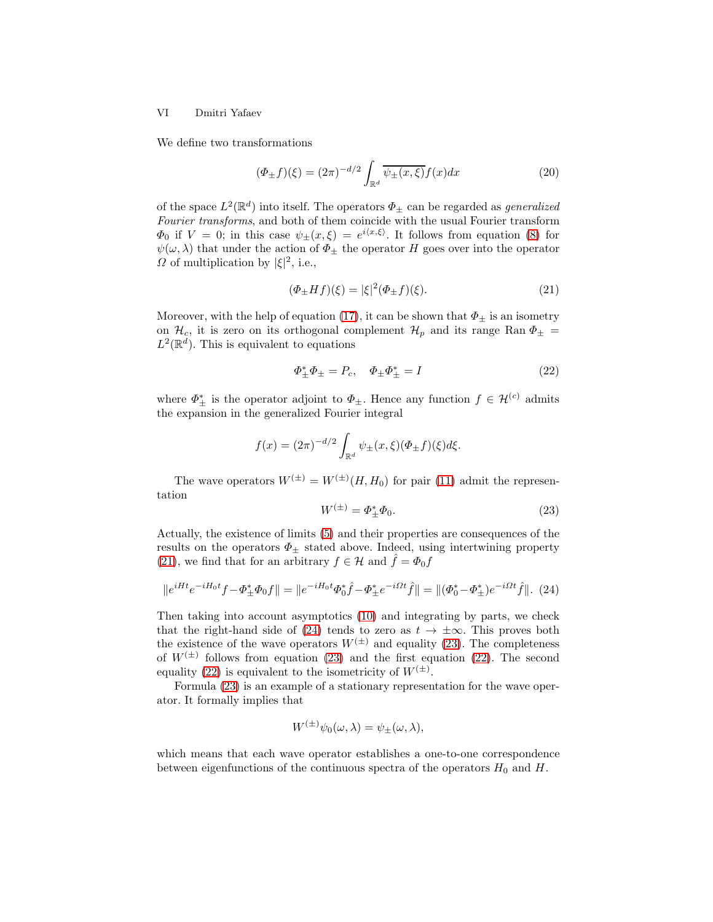We define two transformations

$$(\Phi_\pm f)(\xi) = (2\pi)^{-d/2} \int_{\mathbb{R}^d} \overline{\psi_\pm(x,\xi)} f(x) dx \tag{20}$$

of the space $L^2(\mathbb{R}^d)$ into itself. The operators $\Phi_\pm$ can be regarded as *generalized Fourier transforms*, and both of them coincide with the usual Fourier transform $\Phi_0$ if $V = 0$; in this case $\psi_\pm(x,\xi) = e^{i\langle x,\xi\rangle}$. It follows from equation (8) for $\psi(\omega,\lambda)$ that under the action of $\Phi_\pm$ the operator $H$ goes over into the operator $\Omega$ of multiplication by $|\xi|^2$, i.e.,

$$(\Phi_\pm H f)(\xi) = |\xi|^2 (\Phi_\pm f)(\xi). \tag{21}$$

Moreover, with the help of equation (17), it can be shown that $\Phi_\pm$ is an isometry on $\mathcal{H}_c$, it is zero on its orthogonal complement $\mathcal{H}_p$ and its range $\operatorname{Ran} \Phi_\pm = L^2(\mathbb{R}^d)$. This is equivalent to equations

$$\Phi_\pm^* \Phi_\pm = P_c, \quad \Phi_\pm \Phi_\pm^* = I \tag{22}$$

where $\Phi_\pm^*$ is the operator adjoint to $\Phi_\pm$. Hence any function $f \in \mathcal{H}^{(c)}$ admits the expansion in the generalized Fourier integral

$$f(x) = (2\pi)^{-d/2} \int_{\mathbb{R}^d} \psi_\pm(x,\xi)(\Phi_\pm f)(\xi) d\xi.$$

The wave operators $W^{(\pm)} = W^{(\pm)}(H, H_0)$ for pair (11) admit the representation

$$W^{(\pm)} = \Phi_\pm^* \Phi_0. \tag{23}$$

Actually, the existence of limits (5) and their properties are consequences of the results on the operators $\Phi_\pm$ stated above. Indeed, using intertwining property (21), we find that for an arbitrary $f \in \mathcal{H}$ and $\hat{f} = \Phi_0 f$

$$\| e^{iHt} e^{-iH_0 t} f - \Phi_\pm^* \Phi_0 f \| = \| e^{-iH_0 t} \Phi_0^* \hat{f} - \Phi_\pm^* e^{-i\Omega t} \hat{f} \| = \| (\Phi_0^* - \Phi_\pm^*) e^{-i\Omega t} \hat{f} \|. \tag{24}$$

Then taking into account asymptotics (10) and integrating by parts, we check that the right-hand side of (24) tends to zero as $t \to \pm\infty$. This proves both the existence of the wave operators $W^{(\pm)}$ and equality (23). The completeness of $W^{(\pm)}$ follows from equation (23) and the first equation (22). The second equality (22) is equivalent to the isometricity of $W^{(\pm)}$.

Formula (23) is an example of a stationary representation for the wave operator. It formally implies that

$$W^{(\pm)} \psi_0(\omega,\lambda) = \psi_\pm(\omega,\lambda),$$

which means that each wave operator establishes a one-to-one correspondence between eigenfunctions of the continuous spectra of the operators $H_0$ and $H$.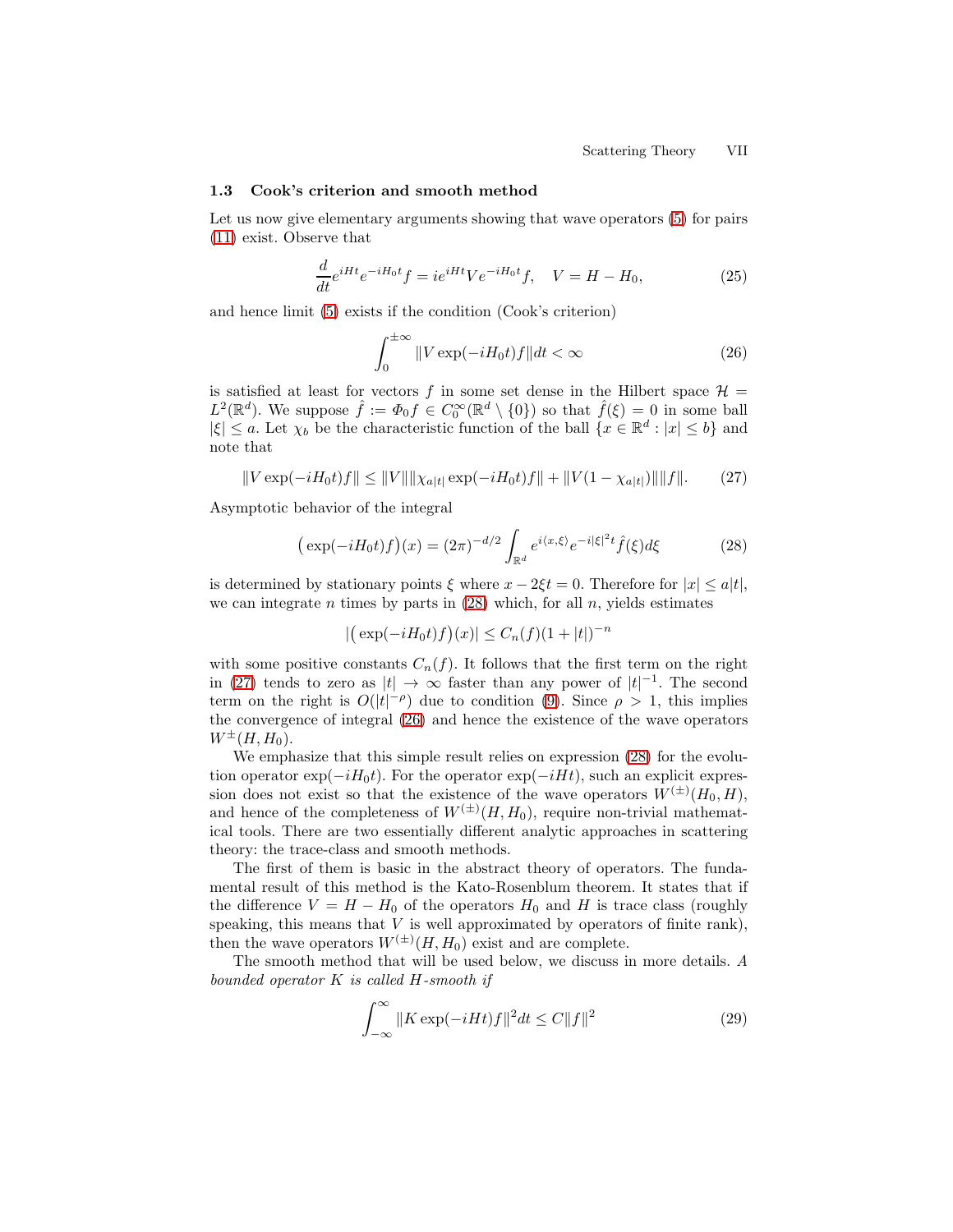### 1.3 Cook's criterion and smooth method

Let us now give elementary arguments showing that wave operators (5) for pairs (11) exist. Observe that

$$\frac{d}{dt}e^{iHt}e^{-iH_0t}f = ie^{iHt}Ve^{-iH_0t}f, \quad V = H - H_0, \tag{25}$$

and hence limit (5) exists if the condition (Cook's criterion)

$$\int_0^{\pm\infty} \|V\exp(-iH_0t)f\|dt < \infty \tag{26}$$

is satisfied at least for vectors $f$ in some set dense in the Hilbert space $\mathcal{H} = L^2(\mathbb{R}^d)$. We suppose $\hat{f} := \Phi_0 f \in C_0^\infty(\mathbb{R}^d \setminus \{0\})$ so that $\hat{f}(\xi) = 0$ in some ball $|\xi| \leq a$. Let $\chi_b$ be the characteristic function of the ball $\{x \in \mathbb{R}^d : |x| \leq b\}$ and note that

$$\|V\exp(-iH_0t)f\| \leq \|V\|\|\chi_{a|t|}\exp(-iH_0t)f\| + \|V(1-\chi_{a|t|})\|\|f\|. \tag{27}$$

Asymptotic behavior of the integral

$$\big(\exp(-iH_0t)f\big)(x) = (2\pi)^{-d/2}\int_{\mathbb{R}^d} e^{i\langle x,\xi\rangle}e^{-i|\xi|^2t}\hat{f}(\xi)d\xi \tag{28}$$

is determined by stationary points $\xi$ where $x - 2\xi t = 0$. Therefore for $|x| \leq a|t|$, we can integrate $n$ times by parts in (28) which, for all $n$, yields estimates

$$|\big(\exp(-iH_0t)f\big)(x)| \leq C_n(f)(1+|t|)^{-n}$$

with some positive constants $C_n(f)$. It follows that the first term on the right in (27) tends to zero as $|t| \to \infty$ faster than any power of $|t|^{-1}$. The second term on the right is $O(|t|^{-\rho})$ due to condition (9). Since $\rho > 1$, this implies the convergence of integral (26) and hence the existence of the wave operators $W^{\pm}(H, H_0)$.

We emphasize that this simple result relies on expression (28) for the evolution operator $\exp(-iH_0t)$. For the operator $\exp(-iHt)$, such an explicit expression does not exist so that the existence of the wave operators $W^{(\pm)}(H_0, H)$, and hence of the completeness of $W^{(\pm)}(H, H_0)$, require non-trivial mathematical tools. There are two essentially different analytic approaches in scattering theory: the trace-class and smooth methods.

The first of them is basic in the abstract theory of operators. The fundamental result of this method is the Kato-Rosenblum theorem. It states that if the difference $V = H - H_0$ of the operators $H_0$ and $H$ is trace class (roughly speaking, this means that $V$ is well approximated by operators of finite rank), then the wave operators $W^{(\pm)}(H, H_0)$ exist and are complete.

The smooth method that will be used below, we discuss in more details. *A bounded operator $K$ is called $H$-smooth if*

$$\int_{-\infty}^{\infty} \|K\exp(-iHt)f\|^2 dt \leq C\|f\|^2 \tag{29}$$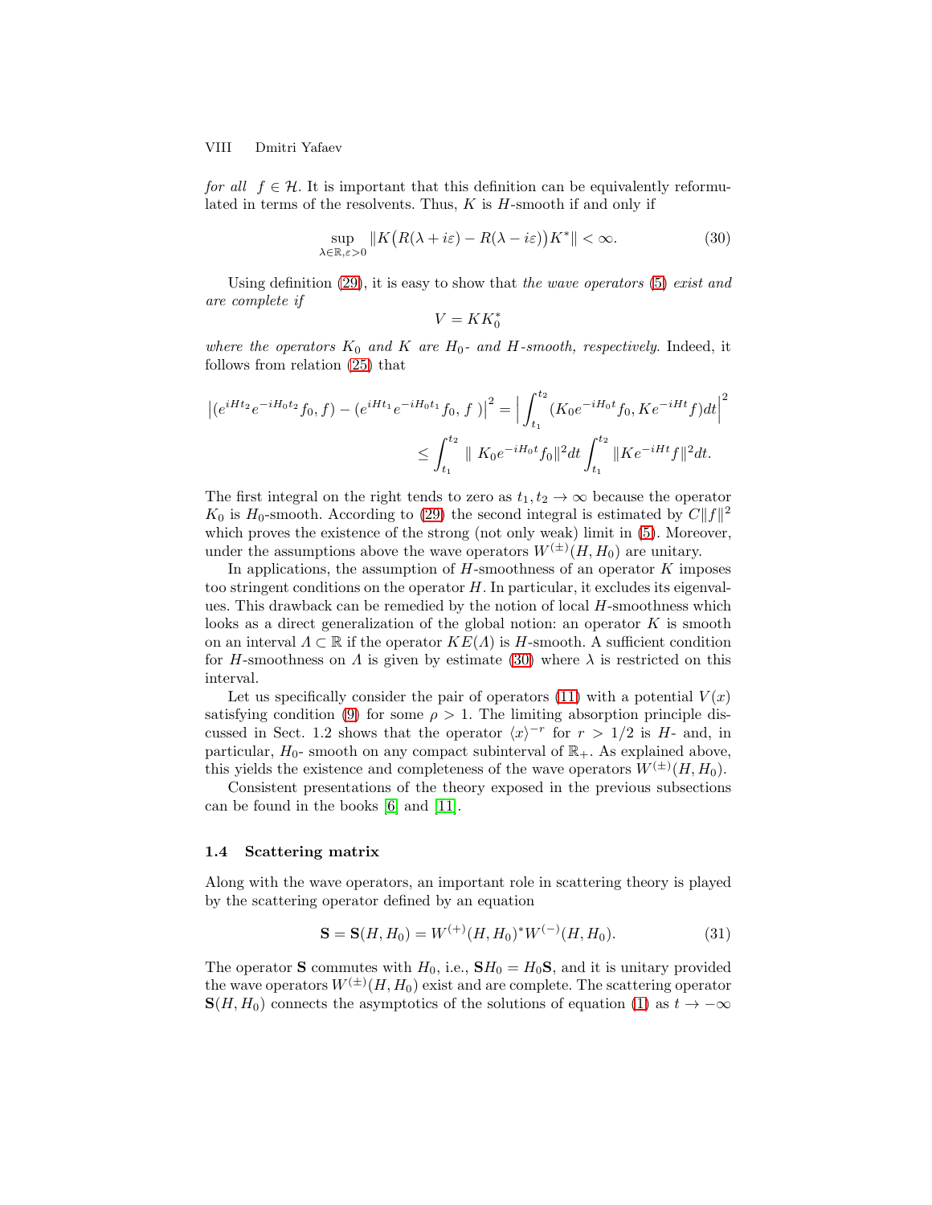*for all* $f \in \mathcal{H}$. It is important that this definition can be equivalently reformulated in terms of the resolvents. Thus, $K$ is $H$-smooth if and only if

$$\sup_{\lambda \in \mathbb{R}, \varepsilon > 0} \| K \big( R(\lambda + i\varepsilon) - R(\lambda - i\varepsilon) \big) K^* \| < \infty. \tag{30}$$

Using definition (29), it is easy to show that *the wave operators* (5) *exist and are complete if*

$$V = K K_0^*$$

*where the operators* $K_0$ *and* $K$ *are* $H_0$*- and* $H$*-smooth, respectively.* Indeed, it follows from relation (25) that

$$\left| (e^{iHt_2} e^{-iH_0 t_2} f_0, f) - (e^{iHt_1} e^{-iH_0 t_1} f_0, f\ ) \right|^2 = \Big| \int_{t_1}^{t_2} (K_0 e^{-iH_0 t} f_0, K e^{-iHt} f) dt \Big|^2$$

$$\leq \int_{t_1}^{t_2} \| \ K_0 e^{-iH_0 t} f_0 \|^2 dt \int_{t_1}^{t_2} \| K e^{-iHt} f \|^2 dt.$$

The first integral on the right tends to zero as $t_1, t_2 \to \infty$ because the operator $K_0$ is $H_0$-smooth. According to (29) the second integral is estimated by $C \| f \|^2$ which proves the existence of the strong (not only weak) limit in (5). Moreover, under the assumptions above the wave operators $W^{(\pm)}(H, H_0)$ are unitary.

In applications, the assumption of $H$-smoothness of an operator $K$ imposes too stringent conditions on the operator $H$. In particular, it excludes its eigenvalues. This drawback can be remedied by the notion of local $H$-smoothness which looks as a direct generalization of the global notion: an operator $K$ is smooth on an interval $\Lambda \subset \mathbb{R}$ if the operator $K E(\Lambda)$ is $H$-smooth. A sufficient condition for $H$-smoothness on $\Lambda$ is given by estimate (30) where $\lambda$ is restricted on this interval.

Let us specifically consider the pair of operators (11) with a potential $V(x)$ satisfying condition (9) for some $\rho > 1$. The limiting absorption principle discussed in Sect. 1.2 shows that the operator $\langle x \rangle^{-r}$ for $r > 1/2$ is $H$- and, in particular, $H_0$- smooth on any compact subinterval of $\mathbb{R}_+$. As explained above, this yields the existence and completeness of the wave operators $W^{(\pm)}(H, H_0)$.

Consistent presentations of the theory exposed in the previous subsections can be found in the books [6] and [11].

### 1.4 Scattering matrix

Along with the wave operators, an important role in scattering theory is played by the scattering operator defined by an equation

$$\mathbf{S} = \mathbf{S}(H, H_0) = W^{(+)}(H, H_0)^* W^{(-)}(H, H_0). \tag{31}$$

The operator $\mathbf{S}$ commutes with $H_0$, i.e., $\mathbf{S} H_0 = H_0 \mathbf{S}$, and it is unitary provided the wave operators $W^{(\pm)}(H, H_0)$ exist and are complete. The scattering operator $\mathbf{S}(H, H_0)$ connects the asymptotics of the solutions of equation (1) as $t \to -\infty$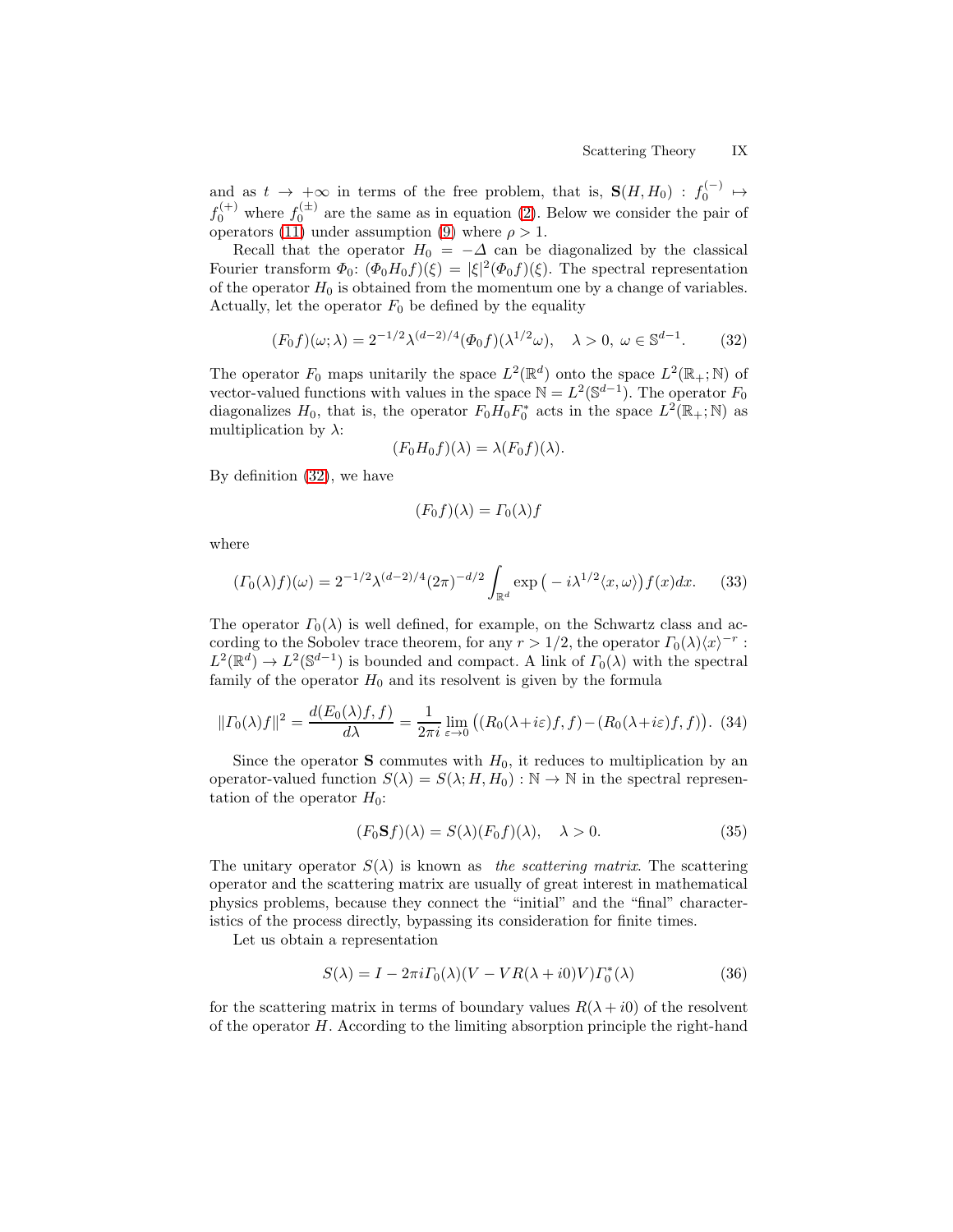and as $t \to +\infty$ in terms of the free problem, that is, $\mathbf{S}(H, H_0) : f_0^{(-)} \mapsto f_0^{(+)}$ where $f_0^{(\pm)}$ are the same as in equation (2). Below we consider the pair of operators (11) under assumption (9) where $\rho > 1$.

Recall that the operator $H_0 = -\Delta$ can be diagonalized by the classical Fourier transform $\Phi_0$: $(\Phi_0 H_0 f)(\xi) = |\xi|^2 (\Phi_0 f)(\xi)$. The spectral representation of the operator $H_0$ is obtained from the momentum one by a change of variables. Actually, let the operator $F_0$ be defined by the equality

$$(F_0 f)(\omega; \lambda) = 2^{-1/2} \lambda^{(d-2)/4} (\Phi_0 f)(\lambda^{1/2}\omega), \quad \lambda > 0,\ \omega \in \mathbb{S}^{d-1}. \tag{32}$$

The operator $F_0$ maps unitarily the space $L^2(\mathbb{R}^d)$ onto the space $L^2(\mathbb{R}_+; \mathbb{N})$ of vector-valued functions with values in the space $\mathbb{N} = L^2(\mathbb{S}^{d-1})$. The operator $F_0$ diagonalizes $H_0$, that is, the operator $F_0 H_0 F_0^*$ acts in the space $L^2(\mathbb{R}_+; \mathbb{N})$ as multiplication by $\lambda$:

$$(F_0 H_0 f)(\lambda) = \lambda (F_0 f)(\lambda).$$

By definition (32), we have

$$(F_0 f)(\lambda) = \Gamma_0(\lambda) f$$

where

$$(\Gamma_0(\lambda) f)(\omega) = 2^{-1/2} \lambda^{(d-2)/4} (2\pi)^{-d/2} \int_{\mathbb{R}^d} \exp\big(-i\lambda^{1/2}\langle x, \omega\rangle\big) f(x) dx. \tag{33}$$

The operator $\Gamma_0(\lambda)$ is well defined, for example, on the Schwartz class and according to the Sobolev trace theorem, for any $r > 1/2$, the operator $\Gamma_0(\lambda)\langle x\rangle^{-r} : L^2(\mathbb{R}^d) \to L^2(\mathbb{S}^{d-1})$ is bounded and compact. A link of $\Gamma_0(\lambda)$ with the spectral family of the operator $H_0$ and its resolvent is given by the formula

$$\|\Gamma_0(\lambda) f\|^2 = \frac{d(E_0(\lambda) f, f)}{d\lambda} = \frac{1}{2\pi i} \lim_{\varepsilon \to 0} \big( (R_0(\lambda + i\varepsilon) f, f) - (R_0(\lambda + i\varepsilon) f, f) \big). \tag{34}$$

Since the operator $\mathbf{S}$ commutes with $H_0$, it reduces to multiplication by an operator-valued function $S(\lambda) = S(\lambda; H, H_0) : \mathbb{N} \to \mathbb{N}$ in the spectral representation of the operator $H_0$:

$$(F_0 \mathbf{S} f)(\lambda) = S(\lambda)(F_0 f)(\lambda), \quad \lambda > 0. \tag{35}$$

The unitary operator $S(\lambda)$ is known as *the scattering matrix*. The scattering operator and the scattering matrix are usually of great interest in mathematical physics problems, because they connect the "initial" and the "final" characteristics of the process directly, bypassing its consideration for finite times.

Let us obtain a representation

$$S(\lambda) = I - 2\pi i \Gamma_0(\lambda)(V - VR(\lambda + i0)V)\Gamma_0^*(\lambda) \tag{36}$$

for the scattering matrix in terms of boundary values $R(\lambda + i0)$ of the resolvent of the operator $H$. According to the limiting absorption principle the right-hand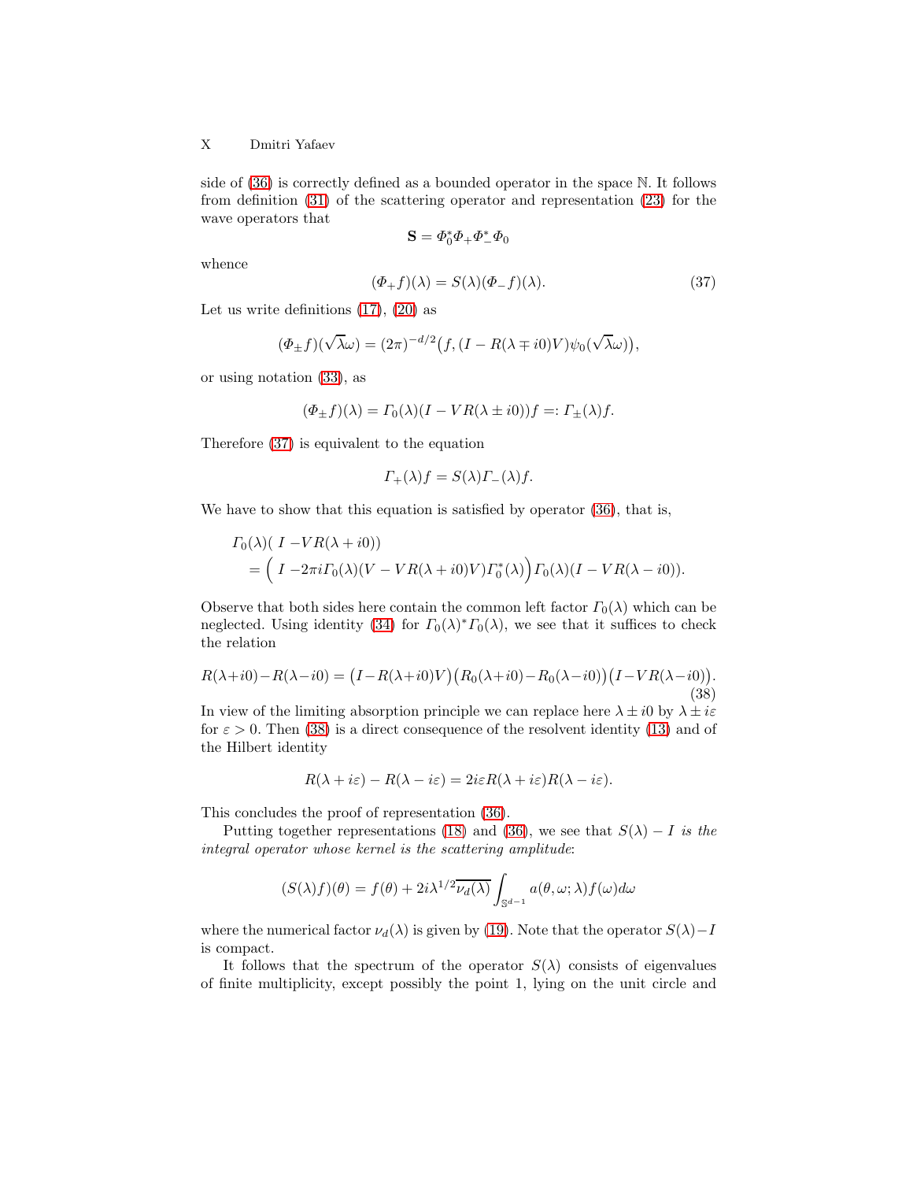side of (36) is correctly defined as a bounded operator in the space $\mathbb{N}$. It follows from definition (31) of the scattering operator and representation (23) for the wave operators that

$$\mathbf{S} = \Phi_0^* \Phi_+ \Phi_-^* \Phi_0$$

whence

$$(\Phi_+ f)(\lambda) = S(\lambda)(\Phi_- f)(\lambda). \tag{37}$$

Let us write definitions (17), (20) as

$$(\Phi_\pm f)(\sqrt{\lambda}\omega) = (2\pi)^{-d/2}\big(f, (I - R(\lambda \mp i0)V)\psi_0(\sqrt{\lambda}\omega)\big),$$

or using notation (33), as

$$(\Phi_\pm f)(\lambda) = \Gamma_0(\lambda)(I - VR(\lambda \pm i0))f =: \Gamma_\pm(\lambda) f.$$

Therefore (37) is equivalent to the equation

$$\Gamma_+(\lambda) f = S(\lambda)\Gamma_-(\lambda) f.$$

We have to show that this equation is satisfied by operator (36), that is,

$$\begin{aligned}
&\Gamma_0(\lambda)(\ I - VR(\lambda + i0)) \\
&\quad = \Big(\ I - 2\pi i \Gamma_0(\lambda)(V - VR(\lambda + i0)V)\Gamma_0^*(\lambda)\Big)\Gamma_0(\lambda)(I - VR(\lambda - i0)).
\end{aligned}$$

Observe that both sides here contain the common left factor $\Gamma_0(\lambda)$ which can be neglected. Using identity (34) for $\Gamma_0(\lambda)^*\Gamma_0(\lambda)$, we see that it suffices to check the relation

$$R(\lambda+i0)-R(\lambda-i0) = \big(I-R(\lambda+i0)V\big)\big(R_0(\lambda+i0)-R_0(\lambda-i0)\big)\big(I-VR(\lambda-i0)\big). \tag{38}$$

In view of the limiting absorption principle we can replace here $\lambda \pm i0$ by $\lambda \pm i\varepsilon$ for $\varepsilon > 0$. Then (38) is a direct consequence of the resolvent identity (13) and of the Hilbert identity

$$R(\lambda + i\varepsilon) - R(\lambda - i\varepsilon) = 2i\varepsilon R(\lambda + i\varepsilon)R(\lambda - i\varepsilon).$$

This concludes the proof of representation (36).

Putting together representations (18) and (36), we see that $S(\lambda) - I$ *is the integral operator whose kernel is the scattering amplitude*:

$$(S(\lambda)f)(\theta) = f(\theta) + 2i\lambda^{1/2}\overline{\nu_d(\lambda)} \int_{\mathbb{S}^{d-1}} a(\theta, \omega; \lambda) f(\omega) d\omega$$

where the numerical factor $\nu_d(\lambda)$ is given by (19). Note that the operator $S(\lambda) - I$ is compact.

It follows that the spectrum of the operator $S(\lambda)$ consists of eigenvalues of finite multiplicity, except possibly the point 1, lying on the unit circle and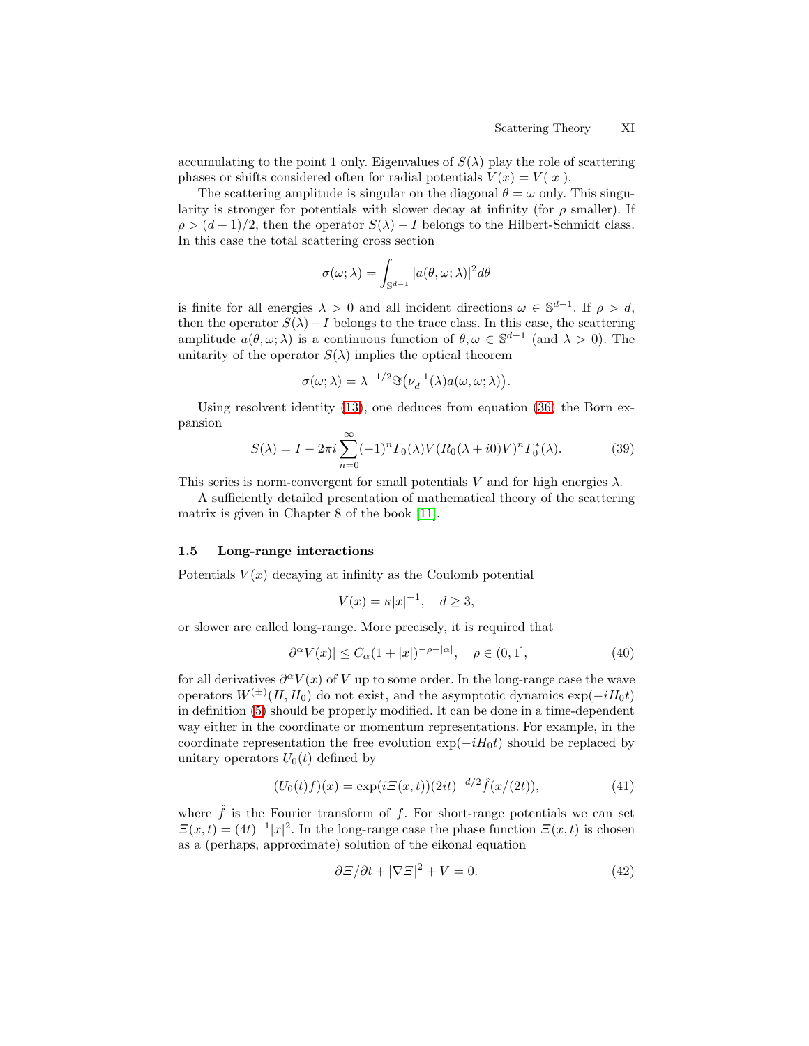accumulating to the point 1 only. Eigenvalues of $S(\lambda)$ play the role of scattering phases or shifts considered often for radial potentials $V(x) = V(|x|)$.

The scattering amplitude is singular on the diagonal $\theta = \omega$ only. This singularity is stronger for potentials with slower decay at infinity (for $\rho$ smaller). If $\rho > (d+1)/2$, then the operator $S(\lambda) - I$ belongs to the Hilbert-Schmidt class. In this case the total scattering cross section

$$\sigma(\omega;\lambda) = \int_{\mathbb{S}^{d-1}} |a(\theta,\omega;\lambda)|^2 d\theta$$

is finite for all energies $\lambda > 0$ and all incident directions $\omega \in \mathbb{S}^{d-1}$. If $\rho > d$, then the operator $S(\lambda) - I$ belongs to the trace class. In this case, the scattering amplitude $a(\theta,\omega;\lambda)$ is a continuous function of $\theta, \omega \in \mathbb{S}^{d-1}$ (and $\lambda > 0$). The unitarity of the operator $S(\lambda)$ implies the optical theorem

$$\sigma(\omega;\lambda) = \lambda^{-1/2}\Im\big(\nu_d^{-1}(\lambda) a(\omega,\omega;\lambda)\big).$$

Using resolvent identity (13), one deduces from equation (36) the Born expansion

$$S(\lambda) = I - 2\pi i \sum_{n=0}^{\infty} (-1)^n \varGamma_0(\lambda) V (R_0(\lambda + i0)V)^n \varGamma_0^*(\lambda). \tag{39}$$

This series is norm-convergent for small potentials $V$ and for high energies $\lambda$.

A sufficiently detailed presentation of mathematical theory of the scattering matrix is given in Chapter 8 of the book [11].

### 1.5 Long-range interactions

Potentials $V(x)$ decaying at infinity as the Coulomb potential

$$V(x) = \kappa |x|^{-1}, \quad d \geq 3,$$

or slower are called long-range. More precisely, it is required that

$$|\partial^\alpha V(x)| \leq C_\alpha (1 + |x|)^{-\rho - |\alpha|}, \quad \rho \in (0, 1], \tag{40}$$

for all derivatives $\partial^\alpha V(x)$ of $V$ up to some order. In the long-range case the wave operators $W^{(\pm)}(H, H_0)$ do not exist, and the asymptotic dynamics $\exp(-iH_0 t)$ in definition (5) should be properly modified. It can be done in a time-dependent way either in the coordinate or momentum representations. For example, in the coordinate representation the free evolution $\exp(-iH_0 t)$ should be replaced by unitary operators $U_0(t)$ defined by

$$(U_0(t)f)(x) = \exp(i\varXi(x,t))(2it)^{-d/2}\hat{f}(x/(2t)), \tag{41}$$

where $\hat{f}$ is the Fourier transform of $f$. For short-range potentials we can set $\varXi(x,t) = (4t)^{-1}|x|^2$. In the long-range case the phase function $\varXi(x,t)$ is chosen as a (perhaps, approximate) solution of the eikonal equation

$$\partial\varXi/\partial t + |\nabla\varXi|^2 + V = 0. \tag{42}$$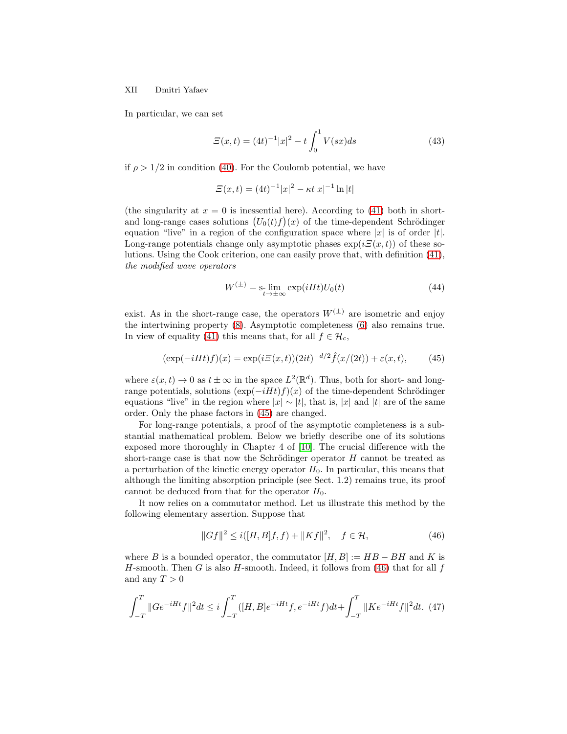In particular, we can set

$$\Xi(x,t) = (4t)^{-1}|x|^2 - t\int_0^1 V(sx)ds \tag{43}$$

if $\rho > 1/2$ in condition (40). For the Coulomb potential, we have

$$\Xi(x,t) = (4t)^{-1}|x|^2 - \kappa t|x|^{-1}\ln|t|$$

(the singularity at $x=0$ is inessential here). According to (41) both in short- and long-range cases solutions $\big(U_0(t)f\big)(x)$ of the time-dependent Schrödinger equation "live" in a region of the configuration space where $|x|$ is of order $|t|$. Long-range potentials change only asymptotic phases $\exp(i\Xi(x,t))$ of these solutions. Using the Cook criterion, one can easily prove that, with definition (41), *the modified wave operators*

$$W^{(\pm)} = \operatorname*{s-lim}_{t\to\pm\infty} \exp(iHt)U_0(t) \tag{44}$$

exist. As in the short-range case, the operators $W^{(\pm)}$ are isometric and enjoy the intertwining property (8). Asymptotic completeness (6) also remains true. In view of equality (41) this means that, for all $f \in \mathcal{H}_c$,

$$(\exp(-iHt)f)(x) = \exp(i\Xi(x,t))(2it)^{-d/2}\hat{f}(x/(2t)) + \varepsilon(x,t), \tag{45}$$

where $\varepsilon(x,t) \to 0$ as $t \pm \infty$ in the space $L^2(\mathbb{R}^d)$. Thus, both for short- and long-range potentials, solutions $(\exp(-iHt)f)(x)$ of the time-dependent Schrödinger equations "live" in the region where $|x| \sim |t|$, that is, $|x|$ and $|t|$ are of the same order. Only the phase factors in (45) are changed.

For long-range potentials, a proof of the asymptotic completeness is a substantial mathematical problem. Below we briefly describe one of its solutions exposed more thoroughly in Chapter 4 of [10]. The crucial difference with the short-range case is that now the Schrödinger operator $H$ cannot be treated as a perturbation of the kinetic energy operator $H_0$. In particular, this means that although the limiting absorption principle (see Sect. 1.2) remains true, its proof cannot be deduced from that for the operator $H_0$.

It now relies on a commutator method. Let us illustrate this method by the following elementary assertion. Suppose that

$$\|Gf\|^2 \leq i([H,B]f,f) + \|Kf\|^2, \quad f \in \mathcal{H}, \tag{46}$$

where $B$ is a bounded operator, the commutator $[H,B] := HB - BH$ and $K$ is $H$-smooth. Then $G$ is also $H$-smooth. Indeed, it follows from (46) that for all $f$ and any $T > 0$

$$\int_{-T}^{T} \|Ge^{-iHt}f\|^2 dt \leq i\int_{-T}^{T}([H,B]e^{-iHt}f, e^{-iHt}f)dt + \int_{-T}^{T}\|Ke^{-iHt}f\|^2 dt. \tag{47}$$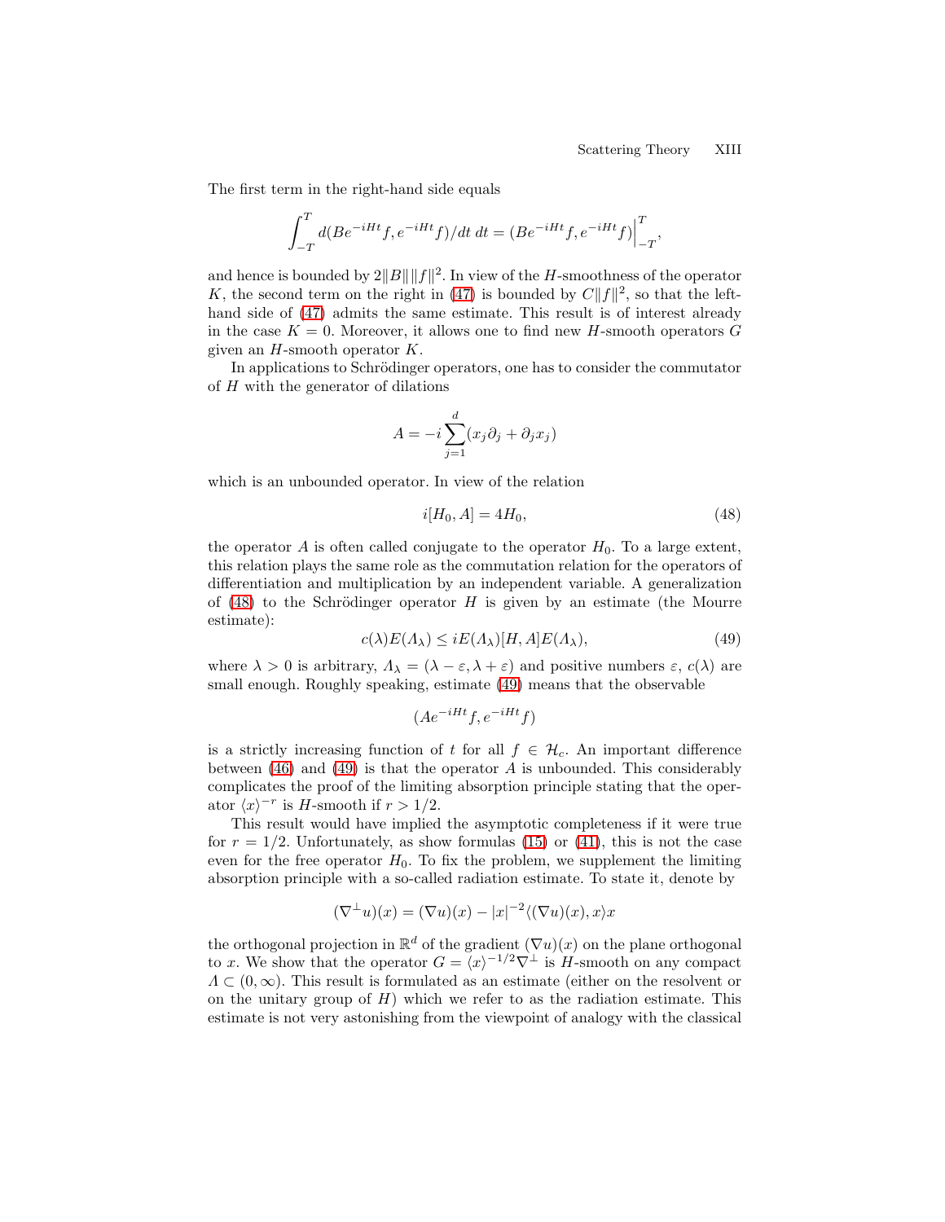The first term in the right-hand side equals

$$\int_{-T}^{T} d(Be^{-iHt}f, e^{-iHt}f)/dt \, dt = (Be^{-iHt}f, e^{-iHt}f)\Big|_{-T}^{T},$$

and hence is bounded by $2\|B\|\|f\|^2$. In view of the $H$-smoothness of the operator $K$, the second term on the right in (47) is bounded by $C\|f\|^2$, so that the left-hand side of (47) admits the same estimate. This result is of interest already in the case $K = 0$. Moreover, it allows one to find new $H$-smooth operators $G$ given an $H$-smooth operator $K$.

In applications to Schrödinger operators, one has to consider the commutator of $H$ with the generator of dilations

$$A = -i \sum_{j=1}^{d} (x_j \partial_j + \partial_j x_j)$$

which is an unbounded operator. In view of the relation

$$i[H_0, A] = 4H_0, \tag{48}$$

the operator $A$ is often called conjugate to the operator $H_0$. To a large extent, this relation plays the same role as the commutation relation for the operators of differentiation and multiplication by an independent variable. A generalization of (48) to the Schrödinger operator $H$ is given by an estimate (the Mourre estimate):

$$c(\lambda)E(\Lambda_\lambda) \leq iE(\Lambda_\lambda)[H, A]E(\Lambda_\lambda), \tag{49}$$

where $\lambda > 0$ is arbitrary, $\Lambda_\lambda = (\lambda - \varepsilon, \lambda + \varepsilon)$ and positive numbers $\varepsilon$, $c(\lambda)$ are small enough. Roughly speaking, estimate (49) means that the observable

$$(Ae^{-iHt}f, e^{-iHt}f)$$

is a strictly increasing function of $t$ for all $f \in \mathcal{H}_c$. An important difference between (46) and (49) is that the operator $A$ is unbounded. This considerably complicates the proof of the limiting absorption principle stating that the operator $\langle x \rangle^{-r}$ is $H$-smooth if $r > 1/2$.

This result would have implied the asymptotic completeness if it were true for $r = 1/2$. Unfortunately, as show formulas (15) or (41), this is not the case even for the free operator $H_0$. To fix the problem, we supplement the limiting absorption principle with a so-called radiation estimate. To state it, denote by

$$(\nabla^\perp u)(x) = (\nabla u)(x) - |x|^{-2}\langle (\nabla u)(x), x \rangle x$$

the orthogonal projection in $\mathbb{R}^d$ of the gradient $(\nabla u)(x)$ on the plane orthogonal to $x$. We show that the operator $G = \langle x \rangle^{-1/2} \nabla^\perp$ is $H$-smooth on any compact $\Lambda \subset (0, \infty)$. This result is formulated as an estimate (either on the resolvent or on the unitary group of $H$) which we refer to as the radiation estimate. This estimate is not very astonishing from the viewpoint of analogy with the classical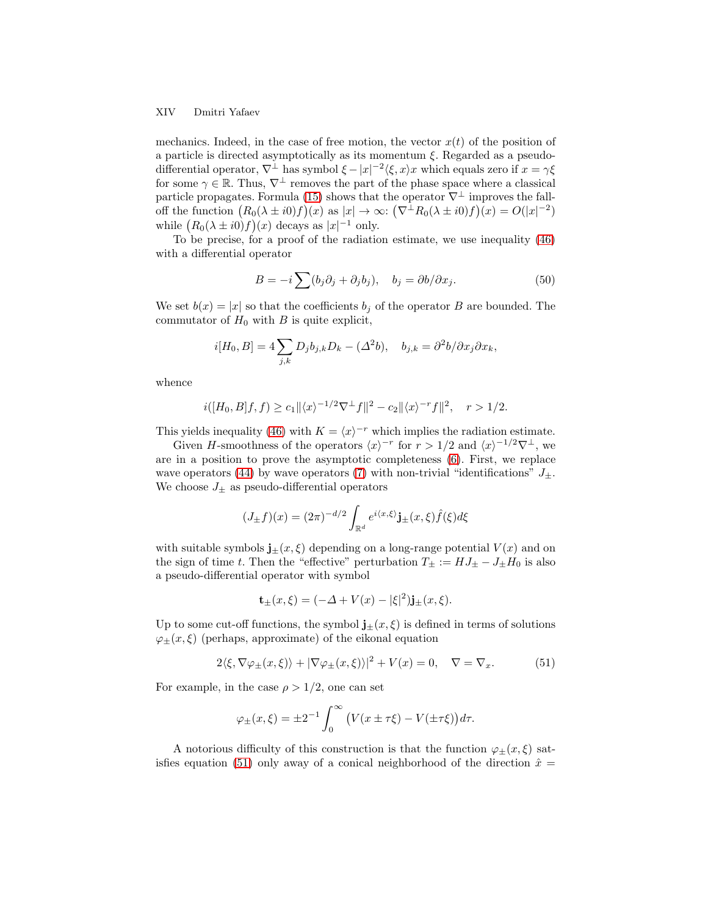mechanics. Indeed, in the case of free motion, the vector $x(t)$ of the position of a particle is directed asymptotically as its momentum $\xi$. Regarded as a pseudo-differential operator, $\nabla^\perp$ has symbol $\xi - |x|^{-2}\langle \xi, x\rangle x$ which equals zero if $x = \gamma\xi$ for some $\gamma \in \mathbb{R}$. Thus, $\nabla^\perp$ removes the part of the phase space where a classical particle propagates. Formula (15) shows that the operator $\nabla^\perp$ improves the fall-off the function $\big(R_0(\lambda \pm i0)f\big)(x)$ as $|x| \to \infty$: $\big(\nabla^\perp R_0(\lambda \pm i0)f\big)(x) = O(|x|^{-2})$ while $\big(R_0(\lambda \pm i0)f\big)(x)$ decays as $|x|^{-1}$ only.

To be precise, for a proof of the radiation estimate, we use inequality (46) with a differential operator

$$B = -i\sum (b_j \partial_j + \partial_j b_j), \quad b_j = \partial b / \partial x_j. \tag{50}$$

We set $b(x) = |x|$ so that the coefficients $b_j$ of the operator $B$ are bounded. The commutator of $H_0$ with $B$ is quite explicit,

$$i[H_0, B] = 4\sum_{j,k} D_j b_{j,k} D_k - (\Delta^2 b), \quad b_{j,k} = \partial^2 b / \partial x_j \partial x_k,$$

whence

$$i([H_0, B]f, f) \geq c_1 \|\langle x\rangle^{-1/2}\nabla^\perp f\|^2 - c_2\|\langle x\rangle^{-r} f\|^2, \quad r > 1/2.$$

This yields inequality (46) with $K = \langle x\rangle^{-r}$ which implies the radiation estimate.

Given $H$-smoothness of the operators $\langle x\rangle^{-r}$ for $r > 1/2$ and $\langle x\rangle^{-1/2}\nabla^\perp$, we are in a position to prove the asymptotic completeness (6). First, we replace wave operators (44) by wave operators (7) with non-trivial "identifications" $J_\pm$. We choose $J_\pm$ as pseudo-differential operators

$$(J_\pm f)(x) = (2\pi)^{-d/2}\int_{\mathbb{R}^d} e^{i\langle x, \xi\rangle} \mathbf{j}_\pm(x, \xi)\hat{f}(\xi)d\xi$$

with suitable symbols $\mathbf{j}_\pm(x,\xi)$ depending on a long-range potential $V(x)$ and on the sign of time $t$. Then the "effective" perturbation $T_\pm := HJ_\pm - J_\pm H_0$ is also a pseudo-differential operator with symbol

$$\mathbf{t}_\pm(x, \xi) = (-\Delta + V(x) - |\xi|^2)\mathbf{j}_\pm(x, \xi).$$

Up to some cut-off functions, the symbol $\mathbf{j}_\pm(x,\xi)$ is defined in terms of solutions $\varphi_\pm(x,\xi)$ (perhaps, approximate) of the eikonal equation

$$2\langle \xi, \nabla\varphi_\pm(x,\xi)\rangle + |\nabla\varphi_\pm(x,\xi)\rangle|^2 + V(x) = 0, \quad \nabla = \nabla_x. \tag{51}$$

For example, in the case $\rho > 1/2$, one can set

$$\varphi_\pm(x,\xi) = \pm 2^{-1}\int_0^\infty \big(V(x \pm \tau\xi) - V(\pm\tau\xi)\big)d\tau.$$

A notorious difficulty of this construction is that the function $\varphi_\pm(x,\xi)$ satisfies equation (51) only away of a conical neighborhood of the direction $\hat{x} =$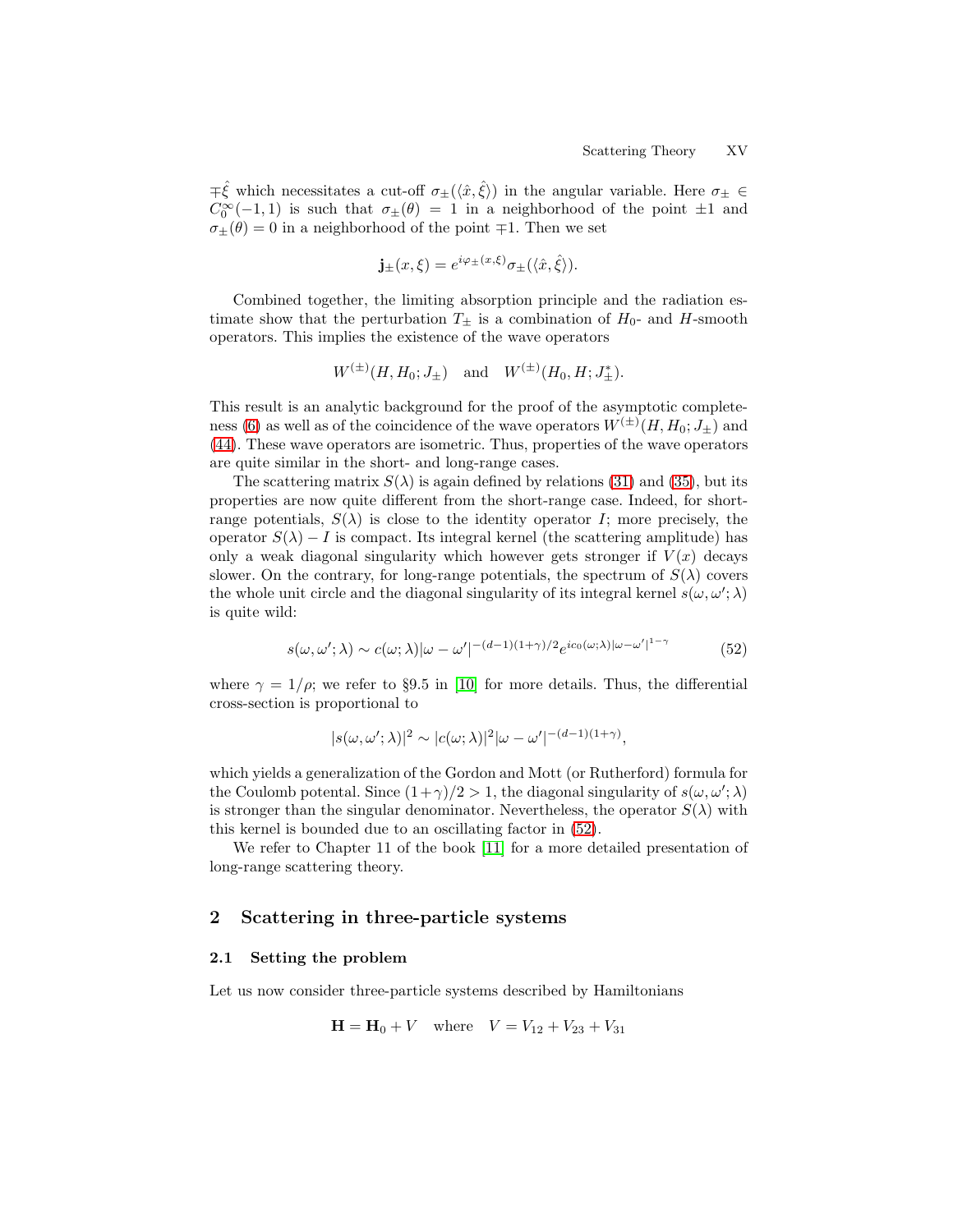$\mp\hat{\xi}$ which necessitates a cut-off $\sigma_\pm(\langle \hat{x}, \hat{\xi}\rangle)$ in the angular variable. Here $\sigma_\pm \in C_0^\infty(-1,1)$ is such that $\sigma_\pm(\theta) = 1$ in a neighborhood of the point $\pm 1$ and $\sigma_\pm(\theta) = 0$ in a neighborhood of the point $\mp 1$. Then we set

$$\mathbf{j}_\pm(x,\xi) = e^{i\varphi_\pm(x,\xi)}\sigma_\pm(\langle \hat{x}, \hat{\xi}\rangle).$$

Combined together, the limiting absorption principle and the radiation estimate show that the perturbation $T_\pm$ is a combination of $H_0$- and $H$-smooth operators. This implies the existence of the wave operators

$$W^{(\pm)}(H, H_0; J_\pm) \quad \text{and} \quad W^{(\pm)}(H_0, H; J_\pm^*).$$

This result is an analytic background for the proof of the asymptotic completeness (6) as well as of the coincidence of the wave operators $W^{(\pm)}(H, H_0; J_\pm)$ and (44). These wave operators are isometric. Thus, properties of the wave operators are quite similar in the short- and long-range cases.

The scattering matrix $S(\lambda)$ is again defined by relations (31) and (35), but its properties are now quite different from the short-range case. Indeed, for short-range potentials, $S(\lambda)$ is close to the identity operator $I$; more precisely, the operator $S(\lambda) - I$ is compact. Its integral kernel (the scattering amplitude) has only a weak diagonal singularity which however gets stronger if $V(x)$ decays slower. On the contrary, for long-range potentials, the spectrum of $S(\lambda)$ covers the whole unit circle and the diagonal singularity of its integral kernel $s(\omega,\omega';\lambda)$ is quite wild:

$$s(\omega,\omega';\lambda) \sim c(\omega;\lambda)|\omega-\omega'|^{-(d-1)(1+\gamma)/2} e^{ic_0(\omega;\lambda)|\omega-\omega'|^{1-\gamma}} \tag{52}$$

where $\gamma = 1/\rho$; we refer to §9.5 in [10] for more details. Thus, the differential cross-section is proportional to

$$|s(\omega,\omega';\lambda)|^2 \sim |c(\omega;\lambda)|^2 |\omega-\omega'|^{-(d-1)(1+\gamma)},$$

which yields a generalization of the Gordon and Mott (or Rutherford) formula for the Coulomb potental. Since $(1+\gamma)/2 > 1$, the diagonal singularity of $s(\omega,\omega';\lambda)$ is stronger than the singular denominator. Nevertheless, the operator $S(\lambda)$ with this kernel is bounded due to an oscillating factor in (52).

We refer to Chapter 11 of the book [11] for a more detailed presentation of long-range scattering theory.

## 2 Scattering in three-particle systems

### 2.1 Setting the problem

Let us now consider three-particle systems described by Hamiltonians

$$\mathbf{H} = \mathbf{H}_0 + V \quad \text{where} \quad V = V_{12} + V_{23} + V_{31}$$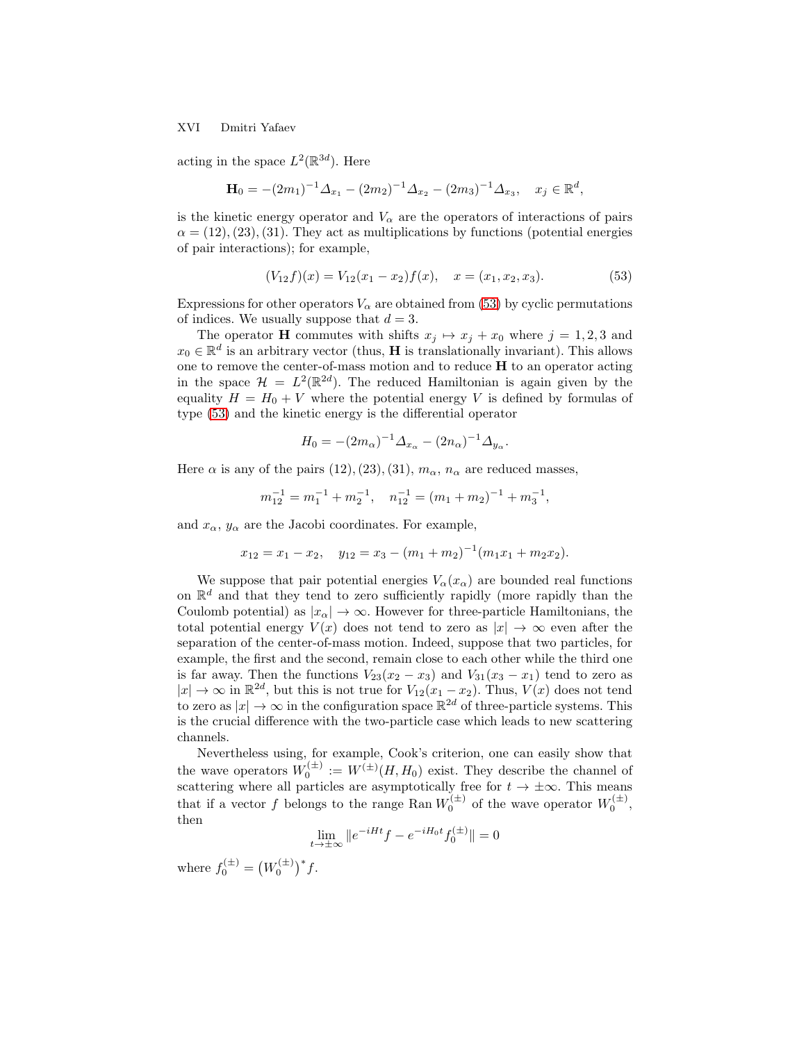acting in the space $L^2(\mathbb{R}^{3d})$. Here

$$\mathbf{H}_0 = -(2m_1)^{-1}\Delta_{x_1} - (2m_2)^{-1}\Delta_{x_2} - (2m_3)^{-1}\Delta_{x_3}, \quad x_j \in \mathbb{R}^d,$$

is the kinetic energy operator and $V_\alpha$ are the operators of interactions of pairs $\alpha = (12), (23), (31)$. They act as multiplications by functions (potential energies of pair interactions); for example,

$$(V_{12}f)(x) = V_{12}(x_1 - x_2)f(x), \quad x = (x_1, x_2, x_3). \tag{53}$$

Expressions for other operators $V_\alpha$ are obtained from (53) by cyclic permutations of indices. We usually suppose that $d = 3$.

The operator $\mathbf{H}$ commutes with shifts $x_j \mapsto x_j + x_0$ where $j = 1, 2, 3$ and $x_0 \in \mathbb{R}^d$ is an arbitrary vector (thus, $\mathbf{H}$ is translationally invariant). This allows one to remove the center-of-mass motion and to reduce $\mathbf{H}$ to an operator acting in the space $\mathcal{H} = L^2(\mathbb{R}^{2d})$. The reduced Hamiltonian is again given by the equality $H = H_0 + V$ where the potential energy $V$ is defined by formulas of type (53) and the kinetic energy is the differential operator

$$H_0 = -(2m_\alpha)^{-1}\Delta_{x_\alpha} - (2n_\alpha)^{-1}\Delta_{y_\alpha}.$$

Here $\alpha$ is any of the pairs $(12), (23), (31)$, $m_\alpha$, $n_\alpha$ are reduced masses,

$$m_{12}^{-1} = m_1^{-1} + m_2^{-1}, \quad n_{12}^{-1} = (m_1 + m_2)^{-1} + m_3^{-1},$$

and $x_\alpha$, $y_\alpha$ are the Jacobi coordinates. For example,

$$x_{12} = x_1 - x_2, \quad y_{12} = x_3 - (m_1 + m_2)^{-1}(m_1 x_1 + m_2 x_2).$$

We suppose that pair potential energies $V_\alpha(x_\alpha)$ are bounded real functions on $\mathbb{R}^d$ and that they tend to zero sufficiently rapidly (more rapidly than the Coulomb potential) as $|x_\alpha| \to \infty$. However for three-particle Hamiltonians, the total potential energy $V(x)$ does not tend to zero as $|x| \to \infty$ even after the separation of the center-of-mass motion. Indeed, suppose that two particles, for example, the first and the second, remain close to each other while the third one is far away. Then the functions $V_{23}(x_2 - x_3)$ and $V_{31}(x_3 - x_1)$ tend to zero as $|x| \to \infty$ in $\mathbb{R}^{2d}$, but this is not true for $V_{12}(x_1 - x_2)$. Thus, $V(x)$ does not tend to zero as $|x| \to \infty$ in the configuration space $\mathbb{R}^{2d}$ of three-particle systems. This is the crucial difference with the two-particle case which leads to new scattering channels.

Nevertheless using, for example, Cook's criterion, one can easily show that the wave operators $W_0^{(\pm)} := W^{(\pm)}(H, H_0)$ exist. They describe the channel of scattering where all particles are asymptotically free for $t \to \pm\infty$. This means that if a vector $f$ belongs to the range $\operatorname{Ran} W_0^{(\pm)}$ of the wave operator $W_0^{(\pm)}$, then

$$\lim_{t \to \pm\infty} \|e^{-iHt}f - e^{-iH_0 t}f_0^{(\pm)}\| = 0$$

where $f_0^{(\pm)} = \left(W_0^{(\pm)}\right)^* f$.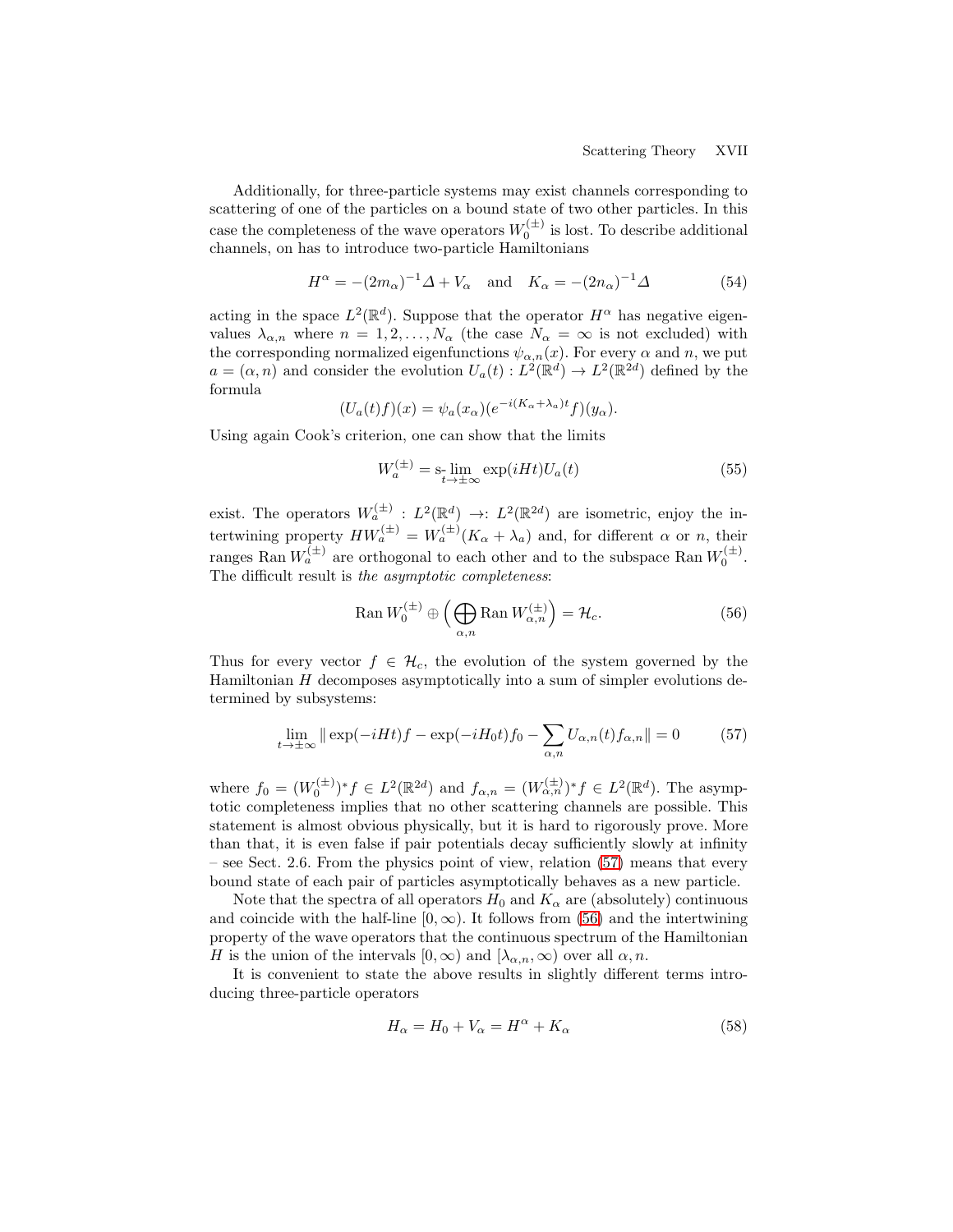Additionally, for three-particle systems may exist channels corresponding to scattering of one of the particles on a bound state of two other particles. In this case the completeness of the wave operators $W_0^{(\pm)}$ is lost. To describe additional channels, on has to introduce two-particle Hamiltonians

$$H^\alpha = -(2m_\alpha)^{-1}\Delta + V_\alpha \quad \text{and} \quad K_\alpha = -(2n_\alpha)^{-1}\Delta \tag{54}$$

acting in the space $L^2(\mathbb{R}^d)$. Suppose that the operator $H^\alpha$ has negative eigenvalues $\lambda_{\alpha,n}$ where $n = 1, 2, \ldots, N_\alpha$ (the case $N_\alpha = \infty$ is not excluded) with the corresponding normalized eigenfunctions $\psi_{\alpha,n}(x)$. For every $\alpha$ and $n$, we put $a = (\alpha, n)$ and consider the evolution $U_a(t) : L^2(\mathbb{R}^d) \to L^2(\mathbb{R}^{2d})$ defined by the formula

$$(U_a(t)f)(x) = \psi_a(x_\alpha)(e^{-i(K_\alpha+\lambda_a)t}f)(y_\alpha).$$

Using again Cook's criterion, one can show that the limits

$$W_a^{(\pm)} = \operatorname*{s-lim}_{t\to\pm\infty} \exp(iHt)U_a(t) \tag{55}$$

exist. The operators $W_a^{(\pm)} : L^2(\mathbb{R}^d) \to: L^2(\mathbb{R}^{2d})$ are isometric, enjoy the intertwining property $HW_a^{(\pm)} = W_a^{(\pm)}(K_\alpha + \lambda_a)$ and, for different $\alpha$ or $n$, their ranges $\operatorname{Ran} W_a^{(\pm)}$ are orthogonal to each other and to the subspace $\operatorname{Ran} W_0^{(\pm)}$. The difficult result is *the asymptotic completeness*:

$$\operatorname{Ran} W_0^{(\pm)} \oplus \Big(\bigoplus_{\alpha,n} \operatorname{Ran} W_{\alpha,n}^{(\pm)}\Big) = \mathcal{H}_c. \tag{56}$$

Thus for every vector $f \in \mathcal{H}_c$, the evolution of the system governed by the Hamiltonian $H$ decomposes asymptotically into a sum of simpler evolutions determined by subsystems:

$$\lim_{t\to\pm\infty} \| \exp(-iHt)f - \exp(-iH_0t)f_0 - \sum_{\alpha,n} U_{\alpha,n}(t)f_{\alpha,n}\| = 0 \tag{57}$$

where $f_0 = (W_0^{(\pm)})^* f \in L^2(\mathbb{R}^{2d})$ and $f_{\alpha,n} = (W_{\alpha,n}^{(\pm)})^* f \in L^2(\mathbb{R}^d)$. The asymptotic completeness implies that no other scattering channels are possible. This statement is almost obvious physically, but it is hard to rigorously prove. More than that, it is even false if pair potentials decay sufficiently slowly at infinity – see Sect. 2.6. From the physics point of view, relation (57) means that every bound state of each pair of particles asymptotically behaves as a new particle.

Note that the spectra of all operators $H_0$ and $K_\alpha$ are (absolutely) continuous and coincide with the half-line $[0, \infty)$. It follows from (56) and the intertwining property of the wave operators that the continuous spectrum of the Hamiltonian $H$ is the union of the intervals $[0, \infty)$ and $[\lambda_{\alpha,n}, \infty)$ over all $\alpha, n$.

It is convenient to state the above results in slightly different terms introducing three-particle operators

$$H_\alpha = H_0 + V_\alpha = H^\alpha + K_\alpha \tag{58}$$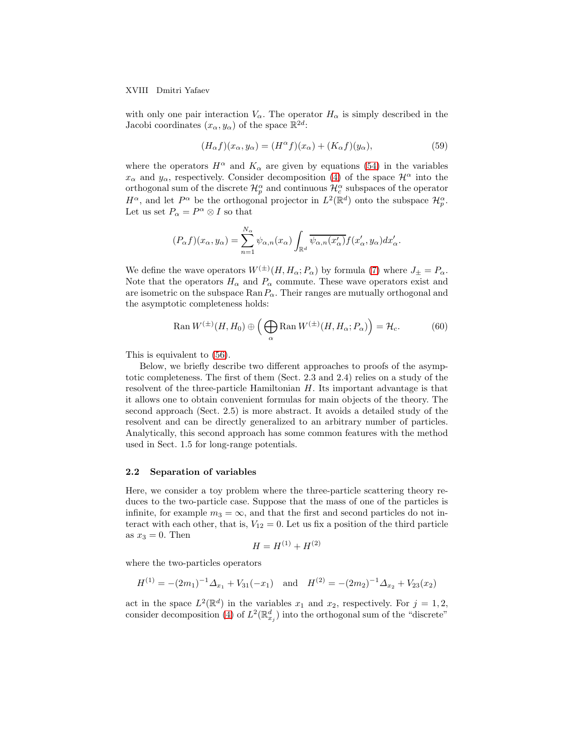with only one pair interaction $V_\alpha$. The operator $H_\alpha$ is simply described in the Jacobi coordinates $(x_\alpha, y_\alpha)$ of the space $\mathbb{R}^{2d}$:

$$(H_\alpha f)(x_\alpha, y_\alpha) = (H^\alpha f)(x_\alpha) + (K_\alpha f)(y_\alpha), \tag{59}$$

where the operators $H^\alpha$ and $K_\alpha$ are given by equations (54) in the variables $x_\alpha$ and $y_\alpha$, respectively. Consider decomposition (4) of the space $\mathcal{H}^\alpha$ into the orthogonal sum of the discrete $\mathcal{H}_p^\alpha$ and continuous $\mathcal{H}_c^\alpha$ subspaces of the operator $H^\alpha$, and let $P^\alpha$ be the orthogonal projector in $L^2(\mathbb{R}^d)$ onto the subspace $\mathcal{H}_p^\alpha$. Let us set $P_\alpha = P^\alpha \otimes I$ so that

$$(P_\alpha f)(x_\alpha, y_\alpha) = \sum_{n=1}^{N_\alpha} \psi_{\alpha,n}(x_\alpha) \int_{\mathbb{R}^d} \overline{\psi_{\alpha,n}(x'_\alpha)} f(x'_\alpha, y_\alpha) dx'_\alpha.$$

We define the wave operators $W^{(\pm)}(H, H_\alpha; P_\alpha)$ by formula (7) where $J_\pm = P_\alpha$. Note that the operators $H_\alpha$ and $P_\alpha$ commute. These wave operators exist and are isometric on the subspace $\operatorname{Ran} P_\alpha$. Their ranges are mutually orthogonal and the asymptotic completeness holds:

$$\operatorname{Ran} W^{(\pm)}(H, H_0) \oplus \Big( \bigoplus_\alpha \operatorname{Ran} W^{(\pm)}(H, H_\alpha; P_\alpha) \Big) = \mathcal{H}_c. \tag{60}$$

This is equivalent to (56).

Below, we briefly describe two different approaches to proofs of the asymptotic completeness. The first of them (Sect. 2.3 and 2.4) relies on a study of the resolvent of the three-particle Hamiltonian $H$. Its important advantage is that it allows one to obtain convenient formulas for main objects of the theory. The second approach (Sect. 2.5) is more abstract. It avoids a detailed study of the resolvent and can be directly generalized to an arbitrary number of particles. Analytically, this second approach has some common features with the method used in Sect. 1.5 for long-range potentials.

### 2.2 Separation of variables

Here, we consider a toy problem where the three-particle scattering theory reduces to the two-particle case. Suppose that the mass of one of the particles is infinite, for example $m_3 = \infty$, and that the first and second particles do not interact with each other, that is, $V_{12} = 0$. Let us fix a position of the third particle as $x_3 = 0$. Then

$$H = H^{(1)} + H^{(2)}$$

where the two-particles operators

$$H^{(1)} = -(2m_1)^{-1} \Delta_{x_1} + V_{31}(-x_1) \quad \text{and} \quad H^{(2)} = -(2m_2)^{-1} \Delta_{x_2} + V_{23}(x_2)$$

act in the space $L^2(\mathbb{R}^d)$ in the variables $x_1$ and $x_2$, respectively. For $j = 1, 2$, consider decomposition (4) of $L^2(\mathbb{R}^d_{x_j})$ into the orthogonal sum of the "discrete"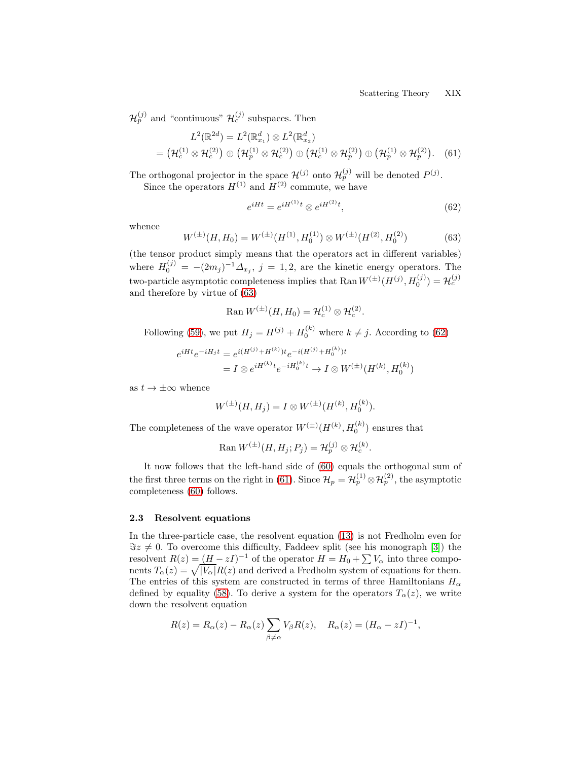$\mathcal{H}_p^{(j)}$ and "continuous" $\mathcal{H}_c^{(j)}$ subspaces. Then

$$
\begin{aligned}
&L^2(\mathbb{R}^{2d}) = L^2(\mathbb{R}^d_{x_1}) \otimes L^2(\mathbb{R}^d_{x_2}) \\
&= \big(\mathcal{H}_c^{(1)} \otimes \mathcal{H}_c^{(2)}\big) \oplus \big(\mathcal{H}_p^{(1)} \otimes \mathcal{H}_c^{(2)}\big) \oplus \big(\mathcal{H}_c^{(1)} \otimes \mathcal{H}_p^{(2)}\big) \oplus \big(\mathcal{H}_p^{(1)} \otimes \mathcal{H}_p^{(2)}\big). \quad (61)
\end{aligned}
$$

The orthogonal projector in the space $\mathcal{H}^{(j)}$ onto $\mathcal{H}_p^{(j)}$ will be denoted $P^{(j)}$.

Since the operators $H^{(1)}$ and $H^{(2)}$ commute, we have

$$
e^{iHt} = e^{iH^{(1)}t} \otimes e^{iH^{(2)}t}, \tag{62}
$$

whence

$$
W^{(\pm)}(H, H_0) = W^{(\pm)}(H^{(1)}, H_0^{(1)}) \otimes W^{(\pm)}(H^{(2)}, H_0^{(2)}) \tag{63}
$$

(the tensor product simply means that the operators act in different variables) where $H_0^{(j)} = -(2m_j)^{-1}\Delta_{x_j}$, $j = 1, 2$, are the kinetic energy operators. The two-particle asymptotic completeness implies that $\operatorname{Ran} W^{(\pm)}(H^{(j)}, H_0^{(j)}) = \mathcal{H}_c^{(j)}$ and therefore by virtue of (63)

$$
\operatorname{Ran} W^{(\pm)}(H, H_0) = \mathcal{H}_c^{(1)} \otimes \mathcal{H}_c^{(2)}.
$$

Following (59), we put $H_j = H^{(j)} + H_0^{(k)}$ where $k \neq j$. According to (62)

$$
\begin{aligned}
e^{iHt}e^{-iH_jt} &= e^{i(H^{(j)}+H^{(k)})t}e^{-i(H^{(j)}+H_0^{(k)})t} \\
&= I \otimes e^{iH^{(k)}t}e^{-iH_0^{(k)}t} \to I \otimes W^{(\pm)}(H^{(k)}, H_0^{(k)})
\end{aligned}
$$

as $t \to \pm\infty$ whence

$$
W^{(\pm)}(H, H_j) = I \otimes W^{(\pm)}(H^{(k)}, H_0^{(k)}).
$$

The completeness of the wave operator $W^{(\pm)}(H^{(k)}, H_0^{(k)})$ ensures that

$$
\operatorname{Ran} W^{(\pm)}(H, H_j; P_j) = \mathcal{H}_p^{(j)} \otimes \mathcal{H}_c^{(k)}.
$$

It now follows that the left-hand side of (60) equals the orthogonal sum of the first three terms on the right in (61). Since $\mathcal{H}_p = \mathcal{H}_p^{(1)} \otimes \mathcal{H}_p^{(2)}$, the asymptotic completeness (60) follows.

### 2.3 Resolvent equations

In the three-particle case, the resolvent equation (13) is not Fredholm even for $\Im z \neq 0$. To overcome this difficulty, Faddeev split (see his monograph [3]) the resolvent $R(z) = (H - zI)^{-1}$ of the operator $H = H_0 + \sum V_\alpha$ into three components $T_\alpha(z) = \sqrt{|V_\alpha|}R(z)$ and derived a Fredholm system of equations for them. The entries of this system are constructed in terms of three Hamiltonians $H_\alpha$ defined by equality (58). To derive a system for the operators $T_\alpha(z)$, we write down the resolvent equation

$$
R(z) = R_\alpha(z) - R_\alpha(z) \sum_{\beta \neq \alpha} V_\beta R(z), \quad R_\alpha(z) = (H_\alpha - zI)^{-1},
$$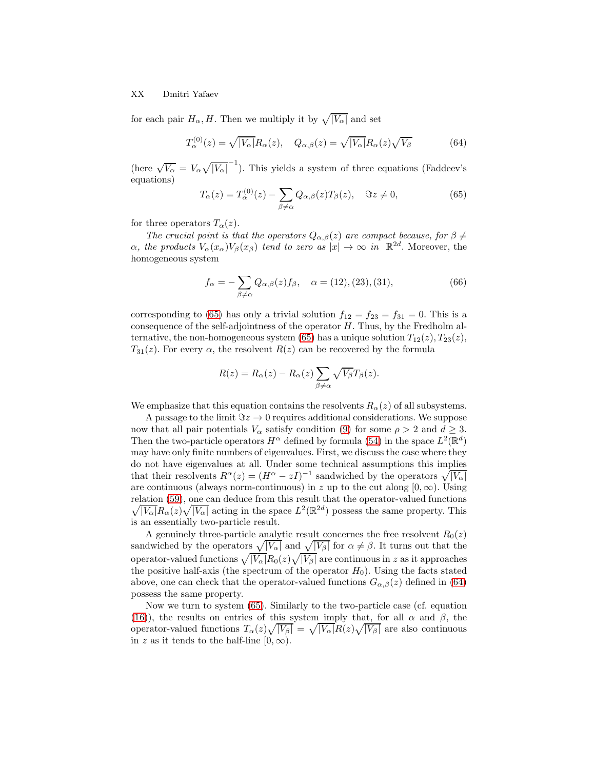for each pair $H_\alpha, H$. Then we multiply it by $\sqrt{|V_\alpha|}$ and set

$$T_\alpha^{(0)}(z) = \sqrt{|V_\alpha|}R_\alpha(z), \quad Q_{\alpha,\beta}(z) = \sqrt{|V_\alpha|}R_\alpha(z)\sqrt{V_\beta} \tag{64}$$

(here $\sqrt{V_\alpha} = V_\alpha \sqrt{|V_\alpha|}^{-1}$). This yields a system of three equations (Faddeev's equations)

$$T_\alpha(z) = T_\alpha^{(0)}(z) - \sum_{\beta \neq \alpha} Q_{\alpha,\beta}(z) T_\beta(z), \quad \Im z \neq 0, \tag{65}$$

for three operators $T_\alpha(z)$.

*The crucial point is that the operators $Q_{\alpha,\beta}(z)$ are compact because, for $\beta \neq \alpha$, the products $V_\alpha(x_\alpha)V_\beta(x_\beta)$ tend to zero as $|x| \to \infty$ in* $\mathbb{R}^{2d}$. Moreover, the homogeneous system

$$f_\alpha = - \sum_{\beta \neq \alpha} Q_{\alpha,\beta}(z) f_\beta, \quad \alpha = (12), (23), (31), \tag{66}$$

corresponding to (65) has only a trivial solution $f_{12} = f_{23} = f_{31} = 0$. This is a consequence of the self-adjointness of the operator $H$. Thus, by the Fredholm alternative, the non-homogeneous system (65) has a unique solution $T_{12}(z), T_{23}(z)$, $T_{31}(z)$. For every $\alpha$, the resolvent $R(z)$ can be recovered by the formula

$$R(z) = R_\alpha(z) - R_\alpha(z) \sum_{\beta \neq \alpha} \sqrt{V_\beta} T_\beta(z).$$

We emphasize that this equation contains the resolvents $R_\alpha(z)$ of all subsystems.

A passage to the limit $\Im z \to 0$ requires additional considerations. We suppose now that all pair potentials $V_\alpha$ satisfy condition (9) for some $\rho > 2$ and $d \geq 3$. Then the two-particle operators $H^\alpha$ defined by formula (54) in the space $L^2(\mathbb{R}^d)$ may have only finite numbers of eigenvalues. First, we discuss the case where they do not have eigenvalues at all. Under some technical assumptions this implies that their resolvents $R^\alpha(z) = (H^\alpha - zI)^{-1}$ sandwiched by the operators $\sqrt{|V_\alpha|}$ are continuous (always norm-continuous) in $z$ up to the cut along $[0, \infty)$. Using relation (59), one can deduce from this result that the operator-valued functions $\sqrt{|V_\alpha|}R_\alpha(z)\sqrt{|V_\alpha|}$ acting in the space $L^2(\mathbb{R}^{2d})$ possess the same property. This is an essentially two-particle result.

A genuinely three-particle analytic result concernes the free resolvent $R_0(z)$ sandwiched by the operators $\sqrt{|V_\alpha|}$ and $\sqrt{|V_\beta|}$ for $\alpha \neq \beta$. It turns out that the operator-valued functions $\sqrt{|V_\alpha|}R_0(z)\sqrt{|V_\beta|}$ are continuous in $z$ as it approaches the positive half-axis (the spectrum of the operator $H_0$). Using the facts stated above, one can check that the operator-valued functions $G_{\alpha,\beta}(z)$ defined in (64) possess the same property.

Now we turn to system (65). Similarly to the two-particle case (cf. equation (16)), the results on entries of this system imply that, for all $\alpha$ and $\beta$, the operator-valued functions $T_\alpha(z)\sqrt{|V_\beta|} = \sqrt{|V_\alpha|}R(z)\sqrt{|V_\beta|}$ are also continuous in $z$ as it tends to the half-line $[0, \infty)$.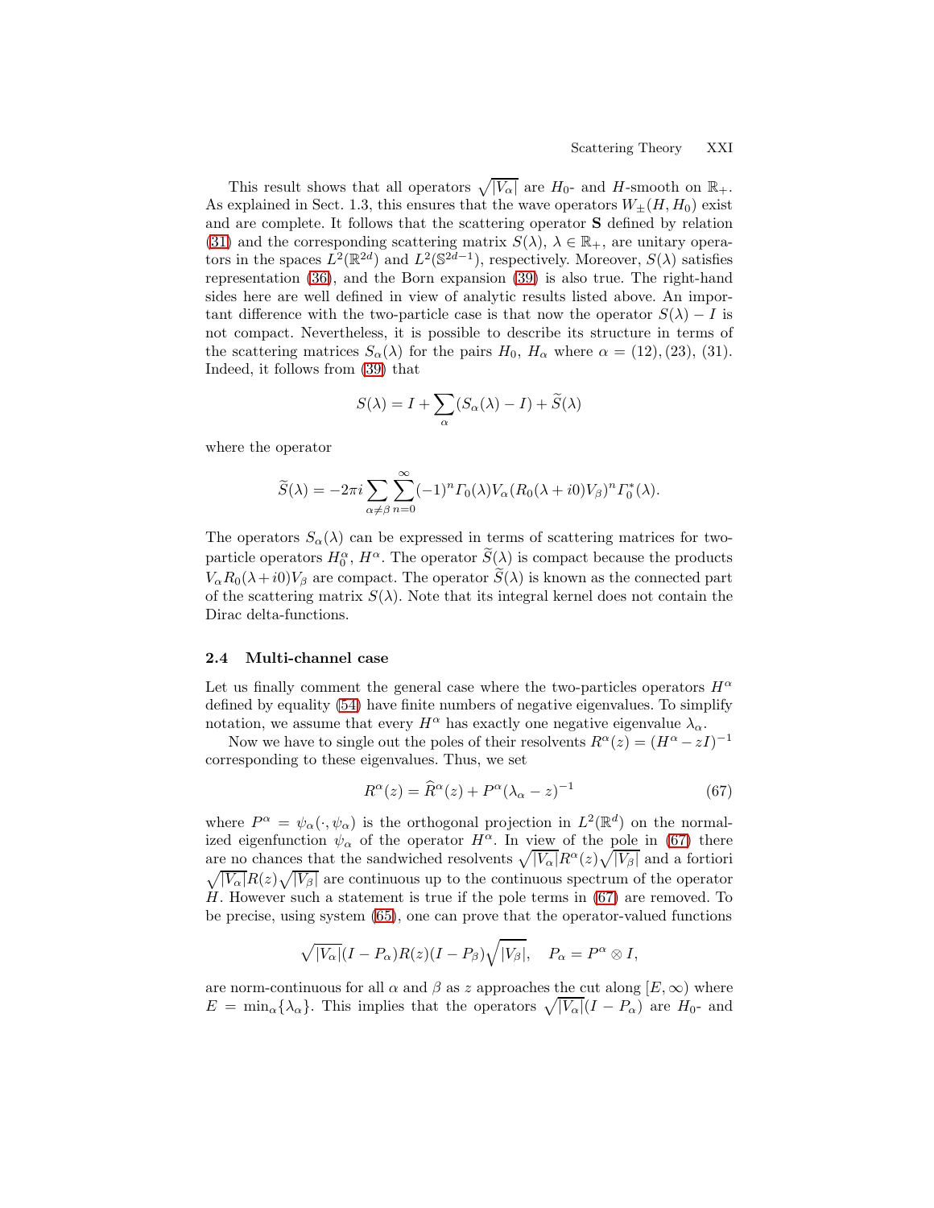This result shows that all operators $\sqrt{|V_\alpha|}$ are $H_0$- and $H$-smooth on $\mathbb{R}_+$. As explained in Sect. 1.3, this ensures that the wave operators $W_\pm(H, H_0)$ exist and are complete. It follows that the scattering operator $\mathbf{S}$ defined by relation (31) and the corresponding scattering matrix $S(\lambda)$, $\lambda \in \mathbb{R}_+$, are unitary operators in the spaces $L^2(\mathbb{R}^{2d})$ and $L^2(\mathbb{S}^{2d-1})$, respectively. Moreover, $S(\lambda)$ satisfies representation (36), and the Born expansion (39) is also true. The right-hand sides here are well defined in view of analytic results listed above. An important difference with the two-particle case is that now the operator $S(\lambda) - I$ is not compact. Nevertheless, it is possible to describe its structure in terms of the scattering matrices $S_\alpha(\lambda)$ for the pairs $H_0$, $H_\alpha$ where $\alpha = (12), (23), (31)$. Indeed, it follows from (39) that

$$S(\lambda) = I + \sum_\alpha (S_\alpha(\lambda) - I) + \widetilde{S}(\lambda)$$

where the operator

$$\widetilde{S}(\lambda) = -2\pi i \sum_{\alpha \neq \beta} \sum_{n=0}^{\infty} (-1)^n \Gamma_0(\lambda) V_\alpha (R_0(\lambda + i0) V_\beta)^n \Gamma_0^*(\lambda).$$

The operators $S_\alpha(\lambda)$ can be expressed in terms of scattering matrices for two-particle operators $H_0^\alpha$, $H^\alpha$. The operator $\widetilde{S}(\lambda)$ is compact because the products $V_\alpha R_0(\lambda + i0) V_\beta$ are compact. The operator $\widetilde{S}(\lambda)$ is known as the connected part of the scattering matrix $S(\lambda)$. Note that its integral kernel does not contain the Dirac delta-functions.

### 2.4 Multi-channel case

Let us finally comment the general case where the two-particles operators $H^\alpha$ defined by equality (54) have finite numbers of negative eigenvalues. To simplify notation, we assume that every $H^\alpha$ has exactly one negative eigenvalue $\lambda_\alpha$.

Now we have to single out the poles of their resolvents $R^\alpha(z) = (H^\alpha - zI)^{-1}$ corresponding to these eigenvalues. Thus, we set

$$R^\alpha(z) = \widehat{R}^\alpha(z) + P^\alpha (\lambda_\alpha - z)^{-1} \tag{67}$$

where $P^\alpha = \psi_\alpha(\cdot, \psi_\alpha)$ is the orthogonal projection in $L^2(\mathbb{R}^d)$ on the normalized eigenfunction $\psi_\alpha$ of the operator $H^\alpha$. In view of the pole in (67) there are no chances that the sandwiched resolvents $\sqrt{|V_\alpha|} R^\alpha(z) \sqrt{|V_\beta|}$ and a fortiori $\sqrt{|V_\alpha|} R(z) \sqrt{|V_\beta|}$ are continuous up to the continuous spectrum of the operator $H$. However such a statement is true if the pole terms in (67) are removed. To be precise, using system (65), one can prove that the operator-valued functions

$$\sqrt{|V_\alpha|}(I - P_\alpha) R(z) (I - P_\beta) \sqrt{|V_\beta|}, \quad P_\alpha = P^\alpha \otimes I,$$

are norm-continuous for all $\alpha$ and $\beta$ as $z$ approaches the cut along $[E, \infty)$ where $E = \min_\alpha \{\lambda_\alpha\}$. This implies that the operators $\sqrt{|V_\alpha|}(I - P_\alpha)$ are $H_0$- and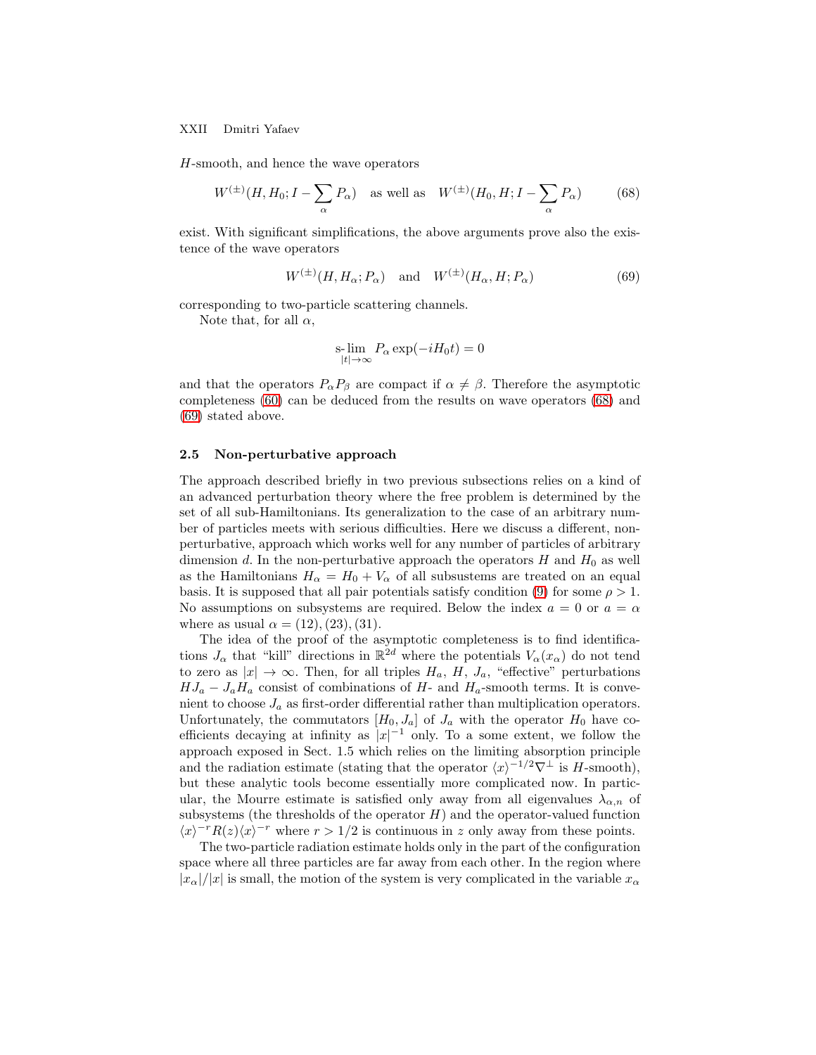$H$-smooth, and hence the wave operators

$$W^{(\pm)}(H, H_0; I - \sum_\alpha P_\alpha) \quad \text{as well as} \quad W^{(\pm)}(H_0, H; I - \sum_\alpha P_\alpha) \tag{68}$$

exist. With significant simplifications, the above arguments prove also the existence of the wave operators

$$W^{(\pm)}(H, H_\alpha; P_\alpha) \quad \text{and} \quad W^{(\pm)}(H_\alpha, H; P_\alpha) \tag{69}$$

corresponding to two-particle scattering channels.

Note that, for all $\alpha$,

$$\operatorname*{s-lim}_{|t|\to\infty} P_\alpha \exp(-iH_0 t) = 0$$

and that the operators $P_\alpha P_\beta$ are compact if $\alpha \neq \beta$. Therefore the asymptotic completeness (60) can be deduced from the results on wave operators (68) and (69) stated above.

### 2.5 Non-perturbative approach

The approach described briefly in two previous subsections relies on a kind of an advanced perturbation theory where the free problem is determined by the set of all sub-Hamiltonians. Its generalization to the case of an arbitrary number of particles meets with serious difficulties. Here we discuss a different, non-perturbative, approach which works well for any number of particles of arbitrary dimension $d$. In the non-perturbative approach the operators $H$ and $H_0$ as well as the Hamiltonians $H_\alpha = H_0 + V_\alpha$ of all subsustems are treated on an equal basis. It is supposed that all pair potentials satisfy condition (9) for some $\rho > 1$. No assumptions on subsystems are required. Below the index $a = 0$ or $a = \alpha$ where as usual $\alpha = (12), (23), (31)$.

The idea of the proof of the asymptotic completeness is to find identifications $J_\alpha$ that "kill" directions in $\mathbb{R}^{2d}$ where the potentials $V_\alpha(x_\alpha)$ do not tend to zero as $|x| \to \infty$. Then, for all triples $H_a$, $H$, $J_a$, "effective" perturbations $HJ_a - J_a H_a$ consist of combinations of $H$- and $H_a$-smooth terms. It is convenient to choose $J_a$ as first-order differential rather than multiplication operators. Unfortunately, the commutators $[H_0, J_a]$ of $J_a$ with the operator $H_0$ have coefficients decaying at infinity as $|x|^{-1}$ only. To a some extent, we follow the approach exposed in Sect. 1.5 which relies on the limiting absorption principle and the radiation estimate (stating that the operator $\langle x\rangle^{-1/2}\nabla^\perp$ is $H$-smooth), but these analytic tools become essentially more complicated now. In particular, the Mourre estimate is satisfied only away from all eigenvalues $\lambda_{\alpha,n}$ of subsystems (the thresholds of the operator $H$) and the operator-valued function $\langle x\rangle^{-r} R(z) \langle x\rangle^{-r}$ where $r > 1/2$ is continuous in $z$ only away from these points.

The two-particle radiation estimate holds only in the part of the configuration space where all three particles are far away from each other. In the region where $|x_\alpha|/|x|$ is small, the motion of the system is very complicated in the variable $x_\alpha$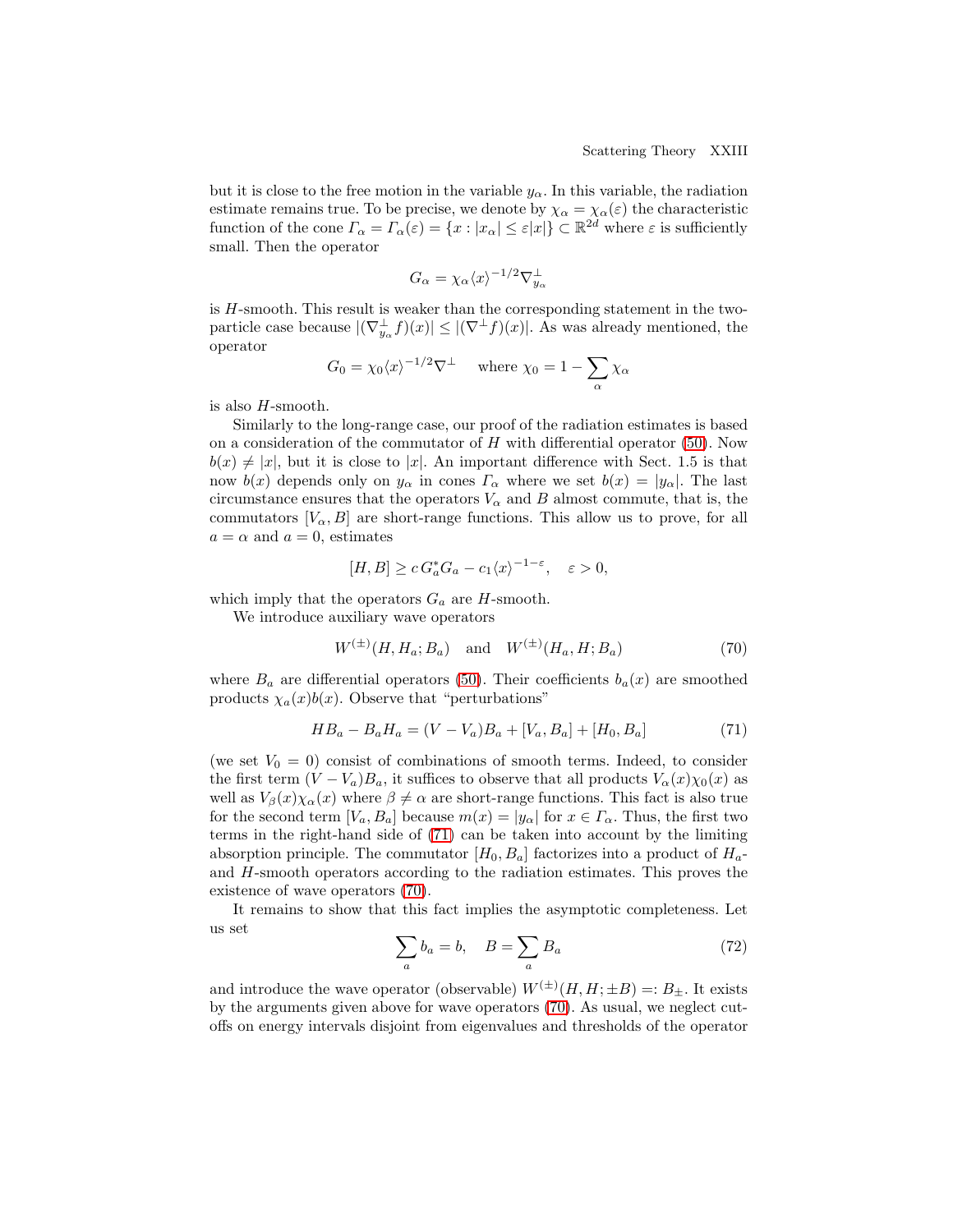but it is close to the free motion in the variable $y_\alpha$. In this variable, the radiation estimate remains true. To be precise, we denote by $\chi_\alpha = \chi_\alpha(\varepsilon)$ the characteristic function of the cone $\Gamma_\alpha = \Gamma_\alpha(\varepsilon) = \{x : |x_\alpha| \leq \varepsilon |x|\} \subset \mathbb{R}^{2d}$ where $\varepsilon$ is sufficiently small. Then the operator

$$G_\alpha = \chi_\alpha \langle x \rangle^{-1/2} \nabla^\perp_{y_\alpha}$$

is $H$-smooth. This result is weaker than the corresponding statement in the two-particle case because $|(\nabla^\perp_{y_\alpha} f)(x)| \leq |(\nabla^\perp f)(x)|$. As was already mentioned, the operator

$$G_0 = \chi_0 \langle x \rangle^{-1/2} \nabla^\perp \quad \text{where } \chi_0 = 1 - \sum_\alpha \chi_\alpha$$

is also $H$-smooth.

Similarly to the long-range case, our proof of the radiation estimates is based on a consideration of the commutator of $H$ with differential operator (50). Now $b(x) \neq |x|$, but it is close to $|x|$. An important difference with Sect. 1.5 is that now $b(x)$ depends only on $y_\alpha$ in cones $\Gamma_\alpha$ where we set $b(x) = |y_\alpha|$. The last circumstance ensures that the operators $V_\alpha$ and $B$ almost commute, that is, the commutators $[V_\alpha, B]$ are short-range functions. This allow us to prove, for all $a = \alpha$ and $a = 0$, estimates

$$[H, B] \geq c\, G_a^* G_a - c_1 \langle x \rangle^{-1-\varepsilon}, \quad \varepsilon > 0,$$

which imply that the operators $G_a$ are $H$-smooth.

We introduce auxiliary wave operators

$$W^{(\pm)}(H, H_a; B_a) \quad \text{and} \quad W^{(\pm)}(H_a, H; B_a) \tag{70}$$

where $B_a$ are differential operators (50). Their coefficients $b_a(x)$ are smoothed products $\chi_a(x) b(x)$. Observe that "perturbations"

$$HB_a - B_a H_a = (V - V_a) B_a + [V_a, B_a] + [H_0, B_a] \tag{71}$$

(we set $V_0 = 0$) consist of combinations of smooth terms. Indeed, to consider the first term $(V - V_a) B_a$, it suffices to observe that all products $V_\alpha(x) \chi_0(x)$ as well as $V_\beta(x) \chi_\alpha(x)$ where $\beta \neq \alpha$ are short-range functions. This fact is also true for the second term $[V_a, B_a]$ because $m(x) = |y_\alpha|$ for $x \in \Gamma_\alpha$. Thus, the first two terms in the right-hand side of (71) can be taken into account by the limiting absorption principle. The commutator $[H_0, B_a]$ factorizes into a product of $H_a$- and $H$-smooth operators according to the radiation estimates. This proves the existence of wave operators (70).

It remains to show that this fact implies the asymptotic completeness. Let us set

$$\sum_a b_a = b, \quad B = \sum_a B_a \tag{72}$$

and introduce the wave operator (observable) $W^{(\pm)}(H, H; \pm B) =: B_\pm$. It exists by the arguments given above for wave operators (70). As usual, we neglect cut-offs on energy intervals disjoint from eigenvalues and thresholds of the operator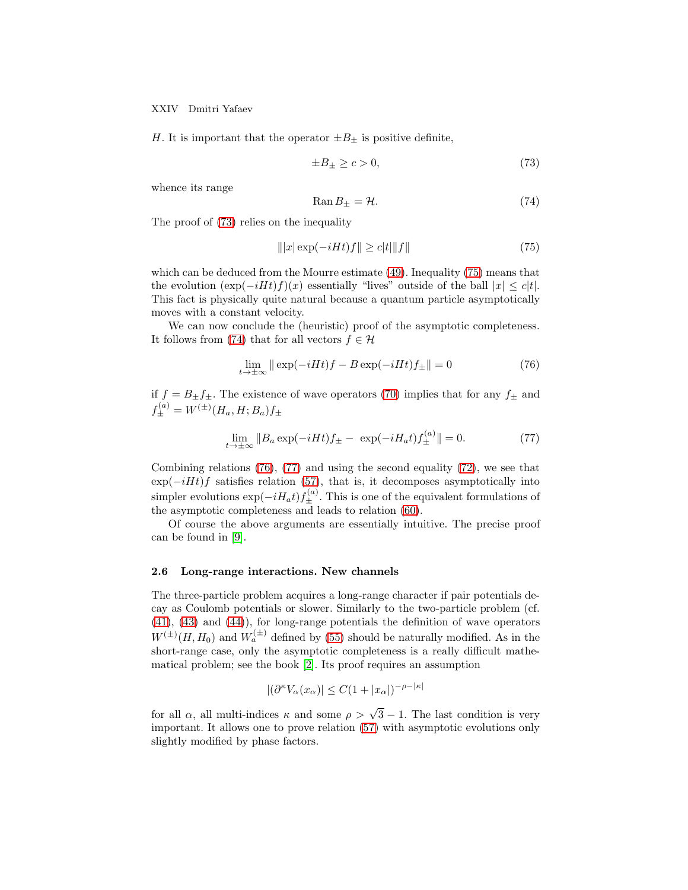$H$. It is important that the operator $\pm B_\pm$ is positive definite,

$$\pm B_\pm \geq c > 0, \tag{73}$$

whence its range

$$\operatorname{Ran} B_\pm = \mathcal{H}. \tag{74}$$

The proof of (73) relies on the inequality

$$\| |x| \exp(-iHt) f \| \geq c|t| \|f\| \tag{75}$$

which can be deduced from the Mourre estimate (49). Inequality (75) means that the evolution $(\exp(-iHt)f)(x)$ essentially "lives" outside of the ball $|x| \leq c|t|$. This fact is physically quite natural because a quantum particle asymptotically moves with a constant velocity.

We can now conclude the (heuristic) proof of the asymptotic completeness. It follows from (74) that for all vectors $f \in \mathcal{H}$

$$\lim_{t \to \pm\infty} \| \exp(-iHt) f - B \exp(-iHt) f_\pm \| = 0 \tag{76}$$

if $f = B_\pm f_\pm$. The existence of wave operators (70) implies that for any $f_\pm$ and $f_\pm^{(a)} = W^{(\pm)}(H_a, H; B_a) f_\pm$

$$\lim_{t \to \pm\infty} \| B_a \exp(-iHt) f_\pm - \exp(-iH_a t) f_\pm^{(a)} \| = 0. \tag{77}$$

Combining relations (76), (77) and using the second equality (72), we see that $\exp(-iHt)f$ satisfies relation (57), that is, it decomposes asymptotically into simpler evolutions $\exp(-iH_a t) f_\pm^{(a)}$. This is one of the equivalent formulations of the asymptotic completeness and leads to relation (60).

Of course the above arguments are essentially intuitive. The precise proof can be found in [9].

### 2.6 Long-range interactions. New channels

The three-particle problem acquires a long-range character if pair potentials decay as Coulomb potentials or slower. Similarly to the two-particle problem (cf. (41), (43) and (44)), for long-range potentials the definition of wave operators $W^{(\pm)}(H, H_0)$ and $W_a^{(\pm)}$ defined by (55) should be naturally modified. As in the short-range case, only the asymptotic completeness is a really difficult mathematical problem; see the book [2]. Its proof requires an assumption

$$|(\partial^\kappa V_\alpha(x_\alpha)| \leq C(1 + |x_\alpha|)^{-\rho - |\kappa|}$$

for all $\alpha$, all multi-indices $\kappa$ and some $\rho > \sqrt{3} - 1$. The last condition is very important. It allows one to prove relation (57) with asymptotic evolutions only slightly modified by phase factors.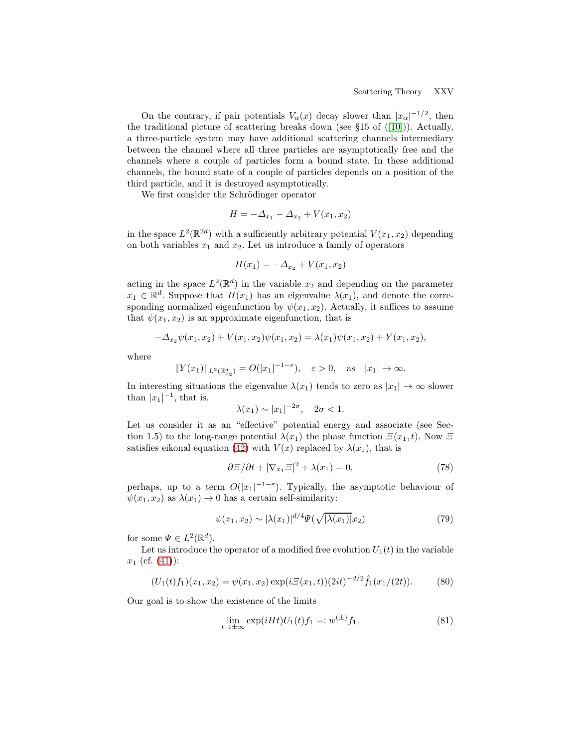On the contrary, if pair potentials $V_\alpha(x)$ decay slower than $|x_\alpha|^{-1/2}$, then the traditional picture of scattering breaks down (see §15 of ([10])). Actually, a three-particle system may have additional scattering channels intermediary between the channel where all three particles are asymptotically free and the channels where a couple of particles form a bound state. In these additional channels, the bound state of a couple of particles depends on a position of the third particle, and it is destroyed asymptotically.

We first consider the Schrödinger operator

$$H = -\Delta_{x_1} - \Delta_{x_2} + V(x_1, x_2)$$

in the space $L^2(\mathbb{R}^{2d})$ with a sufficiently arbitrary potential $V(x_1, x_2)$ depending on both variables $x_1$ and $x_2$. Let us introduce a family of operators

$$H(x_1) = -\Delta_{x_2} + V(x_1, x_2)$$

acting in the space $L^2(\mathbb{R}^d)$ in the variable $x_2$ and depending on the parameter $x_1 \in \mathbb{R}^d$. Suppose that $H(x_1)$ has an eigenvalue $\lambda(x_1)$, and denote the corresponding normalized eigenfunction by $\psi(x_1, x_2)$. Actually, it suffices to assume that $\psi(x_1, x_2)$ is an approximate eigenfunction, that is

$$-\Delta_{x_2}\psi(x_1, x_2) + V(x_1, x_2)\psi(x_1, x_2) = \lambda(x_1)\psi(x_1, x_2) + Y(x_1, x_2),$$

where

$$\|Y(x_1)\|_{L^2(\mathbb{R}^d_{x_2})} = O(|x_1|^{-1-\varepsilon}), \quad \varepsilon > 0, \quad \text{as} \quad |x_1| \to \infty.$$

In interesting situations the eigenvalue $\lambda(x_1)$ tends to zero as $|x_1| \to \infty$ slower than $|x_1|^{-1}$, that is,

$$\lambda(x_1) \sim |x_1|^{-2\sigma}, \quad 2\sigma < 1.$$

Let us consider it as an "effective" potential energy and associate (see Section 1.5) to the long-range potential $\lambda(x_1)$ the phase function $\Xi(x_1, t)$. Now $\Xi$ satisfies eikonal equation (42) with $V(x)$ replaced by $\lambda(x_1)$, that is

$$\partial\Xi/\partial t + |\nabla_{x_1}\Xi|^2 + \lambda(x_1) = 0, \tag{78}$$

perhaps, up to a term $O(|x_1|^{-1-\varepsilon})$. Typically, the asymptotic behaviour of $\psi(x_1, x_2)$ as $\lambda(x_1) \to 0$ has a certain self-similarity:

$$\psi(x_1, x_2) \sim |\lambda(x_1)|^{d/4}\Psi(\sqrt{|\lambda(x_1)|}x_2) \tag{79}$$

for some $\Psi \in L^2(\mathbb{R}^d)$.

Let us introduce the operator of a modified free evolution $U_1(t)$ in the variable $x_1$ (cf. (41)):

$$(U_1(t)f_1)(x_1, x_2) = \psi(x_1, x_2)\exp(i\Xi(x_1, t))(2it)^{-d/2}\hat{f}_1(x_1/(2t)). \tag{80}$$

Our goal is to show the existence of the limits

$$\lim_{t\to\pm\infty} \exp(iHt)U_1(t)f_1 =: w^{(\pm)}f_1. \tag{81}$$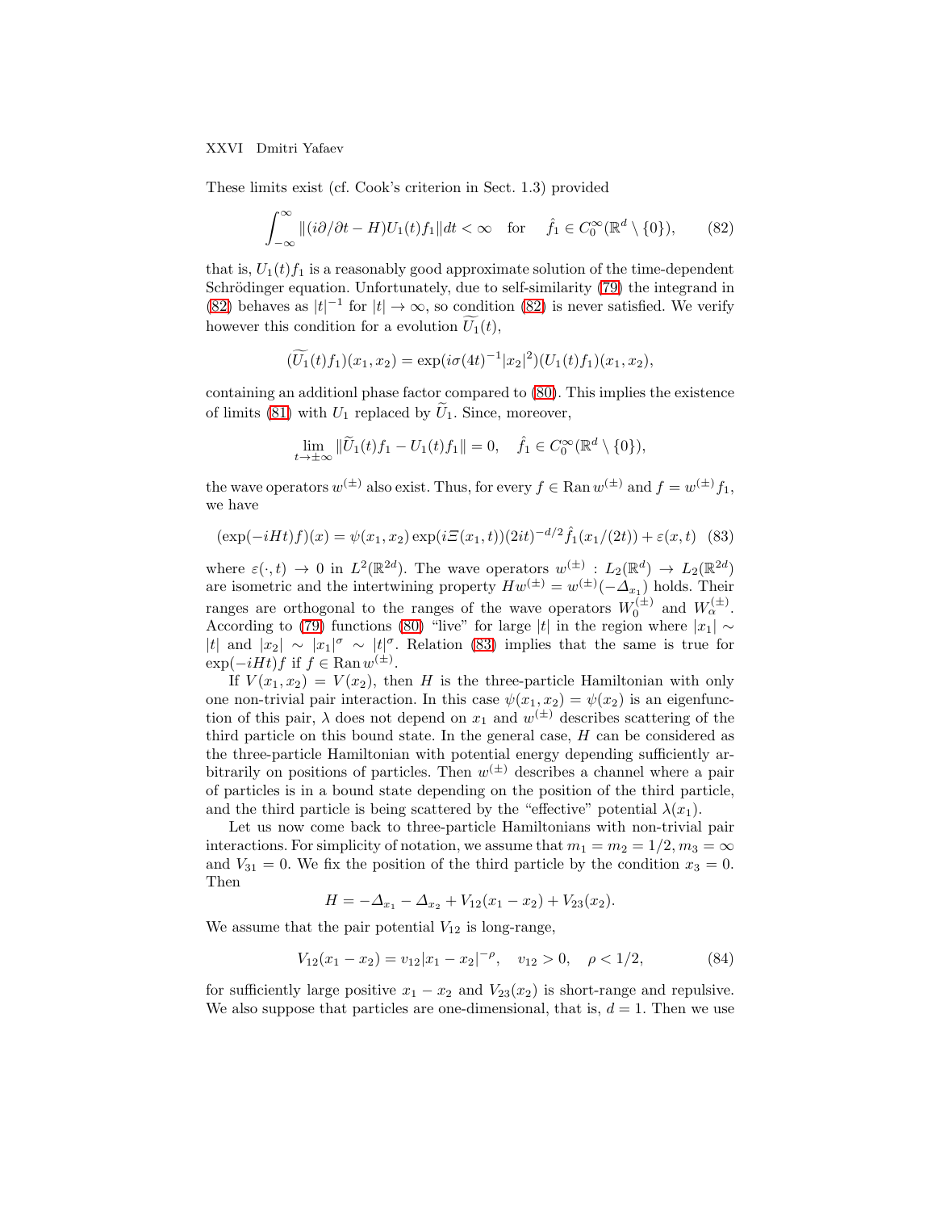These limits exist (cf. Cook's criterion in Sect. 1.3) provided

$$\int_{-\infty}^{\infty} \|(i\partial/\partial t - H)U_1(t)f_1\| dt < \infty \quad \text{for} \quad \hat{f}_1 \in C_0^\infty(\mathbb{R}^d \setminus \{0\}), \tag{82}$$

that is, $U_1(t)f_1$ is a reasonably good approximate solution of the time-dependent Schrödinger equation. Unfortunately, due to self-similarity (79) the integrand in (82) behaves as $|t|^{-1}$ for $|t| \to \infty$, so condition (82) is never satisfied. We verify however this condition for a evolution $\widetilde{U_1}(t)$,

$$(\widetilde{U_1}(t)f_1)(x_1, x_2) = \exp(i\sigma(4t)^{-1}|x_2|^2)(U_1(t)f_1)(x_1, x_2),$$

containing an additionl phase factor compared to (80). This implies the existence of limits (81) with $U_1$ replaced by $\widetilde{U}_1$. Since, moreover,

$$\lim_{t\to\pm\infty} \|\widetilde{U}_1(t)f_1 - U_1(t)f_1\| = 0, \quad \hat{f}_1 \in C_0^\infty(\mathbb{R}^d \setminus \{0\}),$$

the wave operators $w^{(\pm)}$ also exist. Thus, for every $f \in \operatorname{Ran} w^{(\pm)}$ and $f = w^{(\pm)} f_1$, we have

$$(\exp(-iHt)f)(x) = \psi(x_1, x_2)\exp(i\Xi(x_1, t))(2it)^{-d/2}\hat{f}_1(x_1/(2t)) + \varepsilon(x, t) \tag{83}$$

where $\varepsilon(\cdot, t) \to 0$ in $L^2(\mathbb{R}^{2d})$. The wave operators $w^{(\pm)} : L_2(\mathbb{R}^d) \to L_2(\mathbb{R}^{2d})$ are isometric and the intertwining property $Hw^{(\pm)} = w^{(\pm)}(-\Delta_{x_1})$ holds. Their ranges are orthogonal to the ranges of the wave operators $W_0^{(\pm)}$ and $W_\alpha^{(\pm)}$. According to (79) functions (80) "live" for large $|t|$ in the region where $|x_1| \sim |t|$ and $|x_2| \sim |x_1|^\sigma \sim |t|^\sigma$. Relation (83) implies that the same is true for $\exp(-iHt)f$ if $f \in \operatorname{Ran} w^{(\pm)}$.

If $V(x_1, x_2) = V(x_2)$, then $H$ is the three-particle Hamiltonian with only one non-trivial pair interaction. In this case $\psi(x_1, x_2) = \psi(x_2)$ is an eigenfunction of this pair, $\lambda$ does not depend on $x_1$ and $w^{(\pm)}$ describes scattering of the third particle on this bound state. In the general case, $H$ can be considered as the three-particle Hamiltonian with potential energy depending sufficiently arbitrarily on positions of particles. Then $w^{(\pm)}$ describes a channel where a pair of particles is in a bound state depending on the position of the third particle, and the third particle is being scattered by the "effective" potential $\lambda(x_1)$.

Let us now come back to three-particle Hamiltonians with non-trivial pair interactions. For simplicity of notation, we assume that $m_1 = m_2 = 1/2, m_3 = \infty$ and $V_{31} = 0$. We fix the position of the third particle by the condition $x_3 = 0$. Then

$$H = -\Delta_{x_1} - \Delta_{x_2} + V_{12}(x_1 - x_2) + V_{23}(x_2).$$

We assume that the pair potential $V_{12}$ is long-range,

$$V_{12}(x_1 - x_2) = v_{12}|x_1 - x_2|^{-\rho}, \quad v_{12} > 0, \quad \rho < 1/2, \tag{84}$$

for sufficiently large positive $x_1 - x_2$ and $V_{23}(x_2)$ is short-range and repulsive. We also suppose that particles are one-dimensional, that is, $d = 1$. Then we use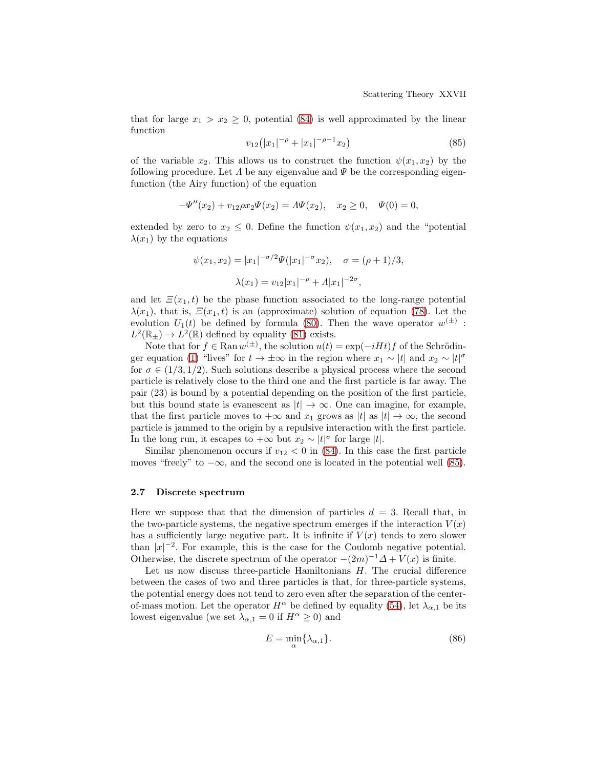that for large $x_1 > x_2 \geq 0$, potential (84) is well approximated by the linear function

$$v_{12}\big(|x_1|^{-\rho} + |x_1|^{-\rho-1}x_2\big) \tag{85}$$

of the variable $x_2$. This allows us to construct the function $\psi(x_1, x_2)$ by the following procedure. Let $\Lambda$ be any eigenvalue and $\Psi$ be the corresponding eigenfunction (the Airy function) of the equation

$$-\Psi''(x_2) + v_{12}\rho x_2 \Psi(x_2) = \Lambda \Psi(x_2), \quad x_2 \geq 0, \quad \Psi(0) = 0,$$

extended by zero to $x_2 \leq 0$. Define the function $\psi(x_1, x_2)$ and the "potential $\lambda(x_1)$ by the equations

$$\psi(x_1, x_2) = |x_1|^{-\sigma/2}\Psi(|x_1|^{-\sigma}x_2), \quad \sigma = (\rho+1)/3,$$

$$\lambda(x_1) = v_{12}|x_1|^{-\rho} + \Lambda|x_1|^{-2\sigma},$$

and let $\Xi(x_1, t)$ be the phase function associated to the long-range potential $\lambda(x_1)$, that is, $\Xi(x_1, t)$ is an (approximate) solution of equation (78). Let the evolution $U_1(t)$ be defined by formula (80). Then the wave operator $w^{(\pm)} : L^2(\mathbb{R}_\pm) \to L^2(\mathbb{R})$ defined by equality (81) exists.

Note that for $f \in \operatorname{Ran} w^{(\pm)}$, the solution $u(t) = \exp(-iHt)f$ of the Schrödinger equation (1) "lives" for $t \to \pm\infty$ in the region where $x_1 \sim |t|$ and $x_2 \sim |t|^\sigma$ for $\sigma \in (1/3, 1/2)$. Such solutions describe a physical process where the second particle is relatively close to the third one and the first particle is far away. The pair (23) is bound by a potential depending on the position of the first particle, but this bound state is evanescent as $|t| \to \infty$. One can imagine, for example, that the first particle moves to $+\infty$ and $x_1$ grows as $|t|$ as $|t| \to \infty$, the second particle is jammed to the origin by a repulsive interaction with the first particle. In the long run, it escapes to $+\infty$ but $x_2 \sim |t|^\sigma$ for large $|t|$.

Similar phenomenon occurs if $v_{12} < 0$ in (84). In this case the first particle moves "freely" to $-\infty$, and the second one is located in the potential well (85).

### 2.7 Discrete spectrum

Here we suppose that that the dimension of particles $d = 3$. Recall that, in the two-particle systems, the negative spectrum emerges if the interaction $V(x)$ has a sufficiently large negative part. It is infinite if $V(x)$ tends to zero slower than $|x|^{-2}$. For example, this is the case for the Coulomb negative potential. Otherwise, the discrete spectrum of the operator $-(2m)^{-1}\Delta + V(x)$ is finite.

Let us now discuss three-particle Hamiltonians $H$. The crucial difference between the cases of two and three particles is that, for three-particle systems, the potential energy does not tend to zero even after the separation of the center-of-mass motion. Let the operator $H^\alpha$ be defined by equality (54), let $\lambda_{\alpha,1}$ be its lowest eigenvalue (we set $\lambda_{\alpha,1} = 0$ if $H^\alpha \geq 0$) and

$$E = \min_\alpha \{\lambda_{\alpha,1}\}. \tag{86}$$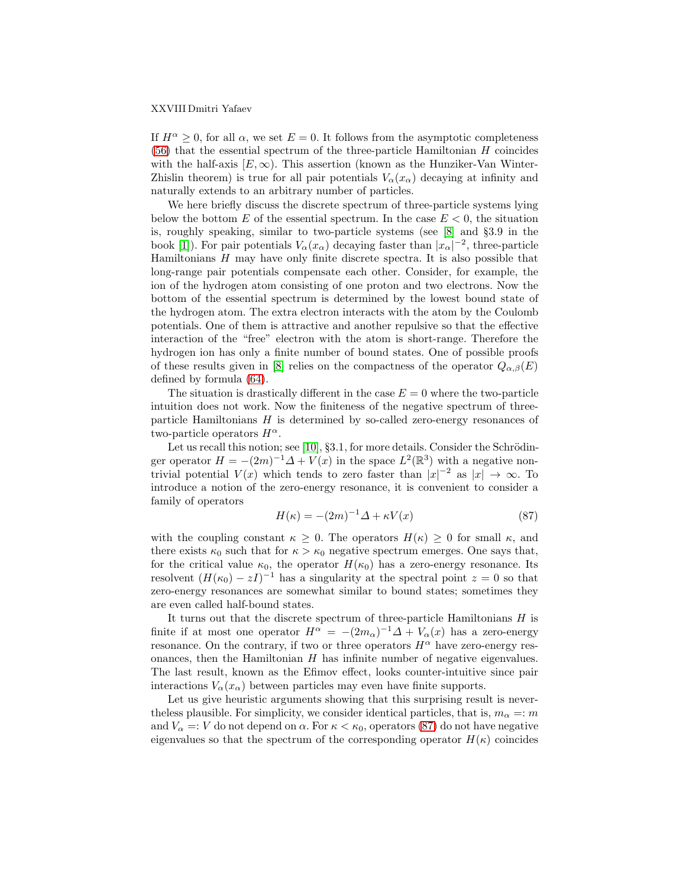If $H^\alpha \geq 0$, for all $\alpha$, we set $E = 0$. It follows from the asymptotic completeness (56) that the essential spectrum of the three-particle Hamiltonian $H$ coincides with the half-axis $[E, \infty)$. This assertion (known as the Hunziker-Van Winter-Zhislin theorem) is true for all pair potentials $V_\alpha(x_\alpha)$ decaying at infinity and naturally extends to an arbitrary number of particles.

We here briefly discuss the discrete spectrum of three-particle systems lying below the bottom $E$ of the essential spectrum. In the case $E < 0$, the situation is, roughly speaking, similar to two-particle systems (see [8] and §3.9 in the book [1]). For pair potentials $V_\alpha(x_\alpha)$ decaying faster than $|x_\alpha|^{-2}$, three-particle Hamiltonians $H$ may have only finite discrete spectra. It is also possible that long-range pair potentials compensate each other. Consider, for example, the ion of the hydrogen atom consisting of one proton and two electrons. Now the bottom of the essential spectrum is determined by the lowest bound state of the hydrogen atom. The extra electron interacts with the atom by the Coulomb potentials. One of them is attractive and another repulsive so that the effective interaction of the "free" electron with the atom is short-range. Therefore the hydrogen ion has only a finite number of bound states. One of possible proofs of these results given in [8] relies on the compactness of the operator $Q_{\alpha,\beta}(E)$ defined by formula (64).

The situation is drastically different in the case $E = 0$ where the two-particle intuition does not work. Now the finiteness of the negative spectrum of three-particle Hamiltonians $H$ is determined by so-called zero-energy resonances of two-particle operators $H^\alpha$.

Let us recall this notion; see [10], §3.1, for more details. Consider the Schrödinger operator $H = -(2m)^{-1}\Delta + V(x)$ in the space $L^2(\mathbb{R}^3)$ with a negative nontrivial potential $V(x)$ which tends to zero faster than $|x|^{-2}$ as $|x| \to \infty$. To introduce a notion of the zero-energy resonance, it is convenient to consider a family of operators

$$H(\kappa) = -(2m)^{-1}\Delta + \kappa V(x) \tag{87}$$

with the coupling constant $\kappa \geq 0$. The operators $H(\kappa) \geq 0$ for small $\kappa$, and there exists $\kappa_0$ such that for $\kappa > \kappa_0$ negative spectrum emerges. One says that, for the critical value $\kappa_0$, the operator $H(\kappa_0)$ has a zero-energy resonance. Its resolvent $(H(\kappa_0) - zI)^{-1}$ has a singularity at the spectral point $z = 0$ so that zero-energy resonances are somewhat similar to bound states; sometimes they are even called half-bound states.

It turns out that the discrete spectrum of three-particle Hamiltonians $H$ is finite if at most one operator $H^\alpha = -(2m_\alpha)^{-1}\Delta + V_\alpha(x)$ has a zero-energy resonance. On the contrary, if two or three operators $H^\alpha$ have zero-energy resonances, then the Hamiltonian $H$ has infinite number of negative eigenvalues. The last result, known as the Efimov effect, looks counter-intuitive since pair interactions $V_\alpha(x_\alpha)$ between particles may even have finite supports.

Let us give heuristic arguments showing that this surprising result is nevertheless plausible. For simplicity, we consider identical particles, that is, $m_\alpha =: m$ and $V_\alpha =: V$ do not depend on $\alpha$. For $\kappa < \kappa_0$, operators (87) do not have negative eigenvalues so that the spectrum of the corresponding operator $H(\kappa)$ coincides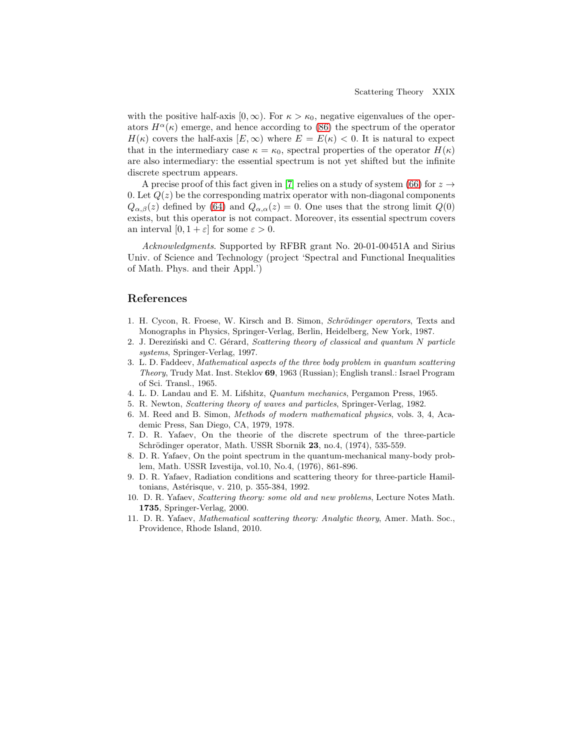with the positive half-axis $[0,\infty)$. For $\kappa > \kappa_0$, negative eigenvalues of the operators $H^{\alpha}(\kappa)$ emerge, and hence according to (86) the spectrum of the operator $H(\kappa)$ covers the half-axis $[E,\infty)$ where $E = E(\kappa) < 0$. It is natural to expect that in the intermediary case $\kappa = \kappa_0$, spectral properties of the operator $H(\kappa)$ are also intermediary: the essential spectrum is not yet shifted but the infinite discrete spectrum appears.

A precise proof of this fact given in [7] relies on a study of system (66) for $z \to 0$. Let $Q(z)$ be the corresponding matrix operator with non-diagonal components $Q_{\alpha,\beta}(z)$ defined by (64) and $Q_{\alpha,\alpha}(z) = 0$. One uses that the strong limit $Q(0)$ exists, but this operator is not compact. Moreover, its essential spectrum covers an interval $[0, 1+\varepsilon]$ for some $\varepsilon > 0$.

*Acknowledgments.* Supported by RFBR grant No. 20-01-00451A and Sirius Univ. of Science and Technology (project 'Spectral and Functional Inequalities of Math. Phys. and their Appl.')

## References

1. H. Cycon, R. Froese, W. Kirsch and B. Simon, *Schrödinger operators*, Texts and Monographs in Physics, Springer-Verlag, Berlin, Heidelberg, New York, 1987.
2. J. Dereziński and C. Gérard, *Scattering theory of classical and quantum N particle systems*, Springer-Verlag, 1997.
3. L. D. Faddeev, *Mathematical aspects of the three body problem in quantum scattering Theory*, Trudy Mat. Inst. Steklov **69**, 1963 (Russian); English transl.: Israel Program of Sci. Transl., 1965.
4. L. D. Landau and E. M. Lifshitz, *Quantum mechanics*, Pergamon Press, 1965.
5. R. Newton, *Scattering theory of waves and particles*, Springer-Verlag, 1982.
6. M. Reed and B. Simon, *Methods of modern mathematical physics*, vols. 3, 4, Academic Press, San Diego, CA, 1979, 1978.
7. D. R. Yafaev, On the theorie of the discrete spectrum of the three-particle Schrödinger operator, Math. USSR Sbornik **23**, no.4, (1974), 535-559.
8. D. R. Yafaev, On the point spectrum in the quantum-mechanical many-body problem, Math. USSR Izvestija, vol.10, No.4, (1976), 861-896.
9. D. R. Yafaev, Radiation conditions and scattering theory for three-particle Hamiltonians, Astérisque, v. 210, p. 355-384, 1992.
10. D. R. Yafaev, *Scattering theory: some old and new problems*, Lecture Notes Math. **1735**, Springer-Verlag, 2000.
11. D. R. Yafaev, *Mathematical scattering theory: Analytic theory*, Amer. Math. Soc., Providence, Rhode Island, 2010.